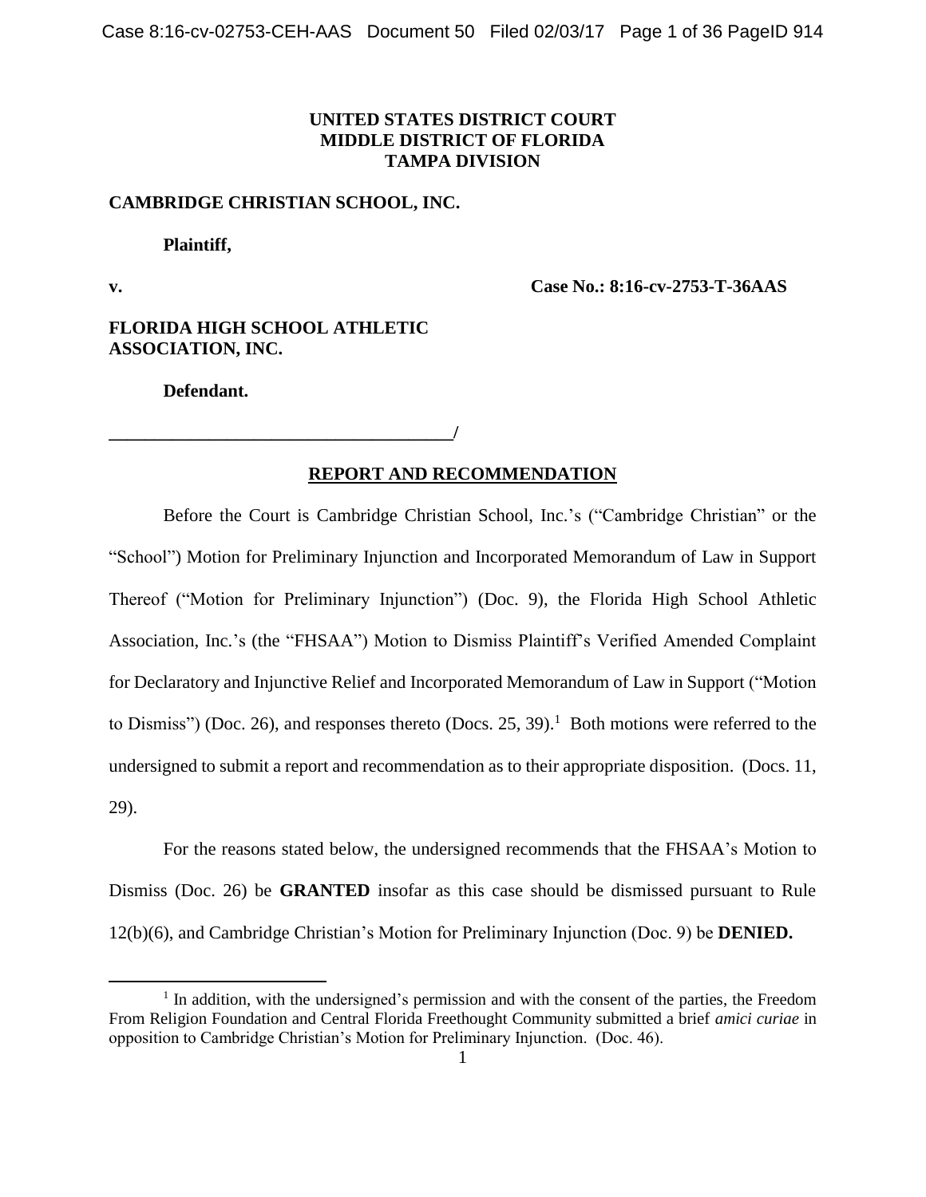**UNITED STATES DISTRICT COURT**
**MIDDLE DISTRICT OF FLORIDA**
**TAMPA DIVISION**

**CAMBRIDGE CHRISTIAN SCHOOL, INC.**

**Plaintiff,**

**v.** **Case No.: 8:16-cv-2753-T-36AAS**

**FLORIDA HIGH SCHOOL ATHLETIC ASSOCIATION, INC.**

**Defendant.**

**_____________________________________/**

## REPORT AND RECOMMENDATION

Before the Court is Cambridge Christian School, Inc.'s ("Cambridge Christian" or the "School") Motion for Preliminary Injunction and Incorporated Memorandum of Law in Support Thereof ("Motion for Preliminary Injunction") (Doc. 9), the Florida High School Athletic Association, Inc.'s (the "FHSAA") Motion to Dismiss Plaintiff's Verified Amended Complaint for Declaratory and Injunctive Relief and Incorporated Memorandum of Law in Support ("Motion to Dismiss") (Doc. 26), and responses thereto (Docs. 25, 39).[1] Both motions were referred to the undersigned to submit a report and recommendation as to their appropriate disposition. (Docs. 11, 29).

For the reasons stated below, the undersigned recommends that the FHSAA's Motion to Dismiss (Doc. 26) be **GRANTED** insofar as this case should be dismissed pursuant to Rule 12(b)(6), and Cambridge Christian's Motion for Preliminary Injunction (Doc. 9) be **DENIED.**

[1] In addition, with the undersigned's permission and with the consent of the parties, the Freedom From Religion Foundation and Central Florida Freethought Community submitted a brief *amici curiae* in opposition to Cambridge Christian's Motion for Preliminary Injunction. (Doc. 46).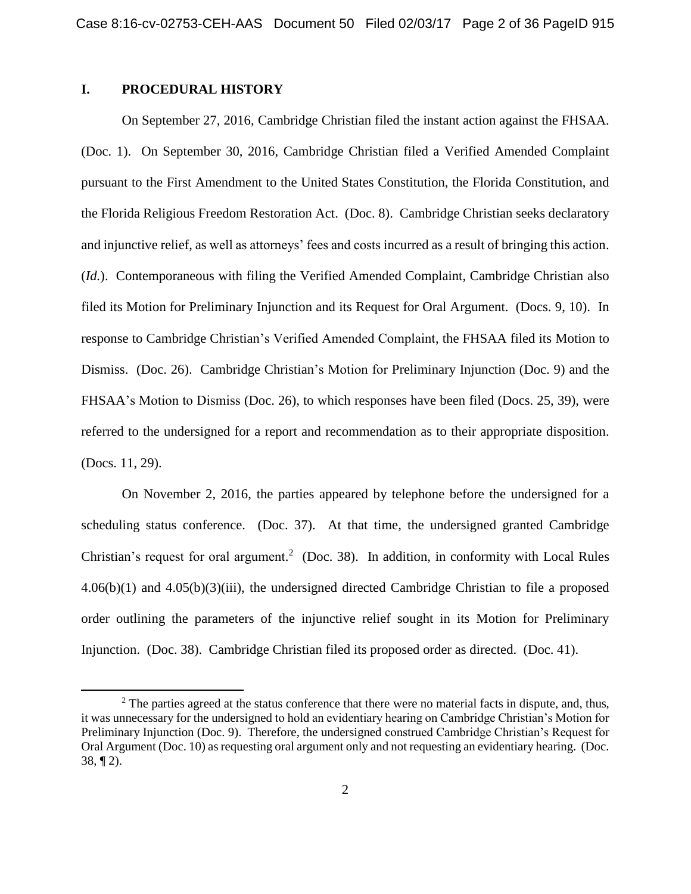## I. PROCEDURAL HISTORY

On September 27, 2016, Cambridge Christian filed the instant action against the FHSAA. (Doc. 1). On September 30, 2016, Cambridge Christian filed a Verified Amended Complaint pursuant to the First Amendment to the United States Constitution, the Florida Constitution, and the Florida Religious Freedom Restoration Act. (Doc. 8). Cambridge Christian seeks declaratory and injunctive relief, as well as attorneys' fees and costs incurred as a result of bringing this action. (*Id.*). Contemporaneous with filing the Verified Amended Complaint, Cambridge Christian also filed its Motion for Preliminary Injunction and its Request for Oral Argument. (Docs. 9, 10). In response to Cambridge Christian's Verified Amended Complaint, the FHSAA filed its Motion to Dismiss. (Doc. 26). Cambridge Christian's Motion for Preliminary Injunction (Doc. 9) and the FHSAA's Motion to Dismiss (Doc. 26), to which responses have been filed (Docs. 25, 39), were referred to the undersigned for a report and recommendation as to their appropriate disposition. (Docs. 11, 29).

On November 2, 2016, the parties appeared by telephone before the undersigned for a scheduling status conference. (Doc. 37). At that time, the undersigned granted Cambridge Christian's request for oral argument.[2] (Doc. 38). In addition, in conformity with Local Rules 4.06(b)(1) and 4.05(b)(3)(iii), the undersigned directed Cambridge Christian to file a proposed order outlining the parameters of the injunctive relief sought in its Motion for Preliminary Injunction. (Doc. 38). Cambridge Christian filed its proposed order as directed. (Doc. 41).

[2] The parties agreed at the status conference that there were no material facts in dispute, and, thus, it was unnecessary for the undersigned to hold an evidentiary hearing on Cambridge Christian's Motion for Preliminary Injunction (Doc. 9). Therefore, the undersigned construed Cambridge Christian's Request for Oral Argument (Doc. 10) as requesting oral argument only and not requesting an evidentiary hearing. (Doc. 38, ¶ 2).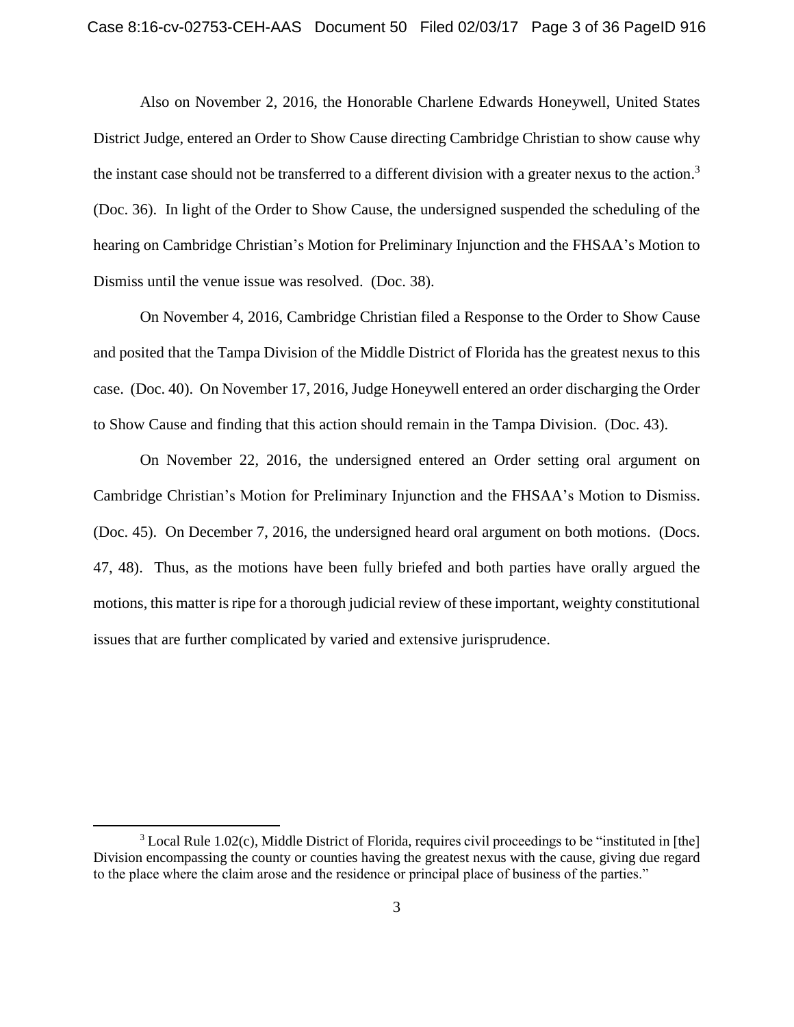Also on November 2, 2016, the Honorable Charlene Edwards Honeywell, United States District Judge, entered an Order to Show Cause directing Cambridge Christian to show cause why the instant case should not be transferred to a different division with a greater nexus to the action.[3] (Doc. 36). In light of the Order to Show Cause, the undersigned suspended the scheduling of the hearing on Cambridge Christian's Motion for Preliminary Injunction and the FHSAA's Motion to Dismiss until the venue issue was resolved. (Doc. 38).

On November 4, 2016, Cambridge Christian filed a Response to the Order to Show Cause and posited that the Tampa Division of the Middle District of Florida has the greatest nexus to this case. (Doc. 40). On November 17, 2016, Judge Honeywell entered an order discharging the Order to Show Cause and finding that this action should remain in the Tampa Division. (Doc. 43).

On November 22, 2016, the undersigned entered an Order setting oral argument on Cambridge Christian's Motion for Preliminary Injunction and the FHSAA's Motion to Dismiss. (Doc. 45). On December 7, 2016, the undersigned heard oral argument on both motions. (Docs. 47, 48). Thus, as the motions have been fully briefed and both parties have orally argued the motions, this matter is ripe for a thorough judicial review of these important, weighty constitutional issues that are further complicated by varied and extensive jurisprudence.

---

[3] Local Rule 1.02(c), Middle District of Florida, requires civil proceedings to be "instituted in [the] Division encompassing the county or counties having the greatest nexus with the cause, giving due regard to the place where the claim arose and the residence or principal place of business of the parties."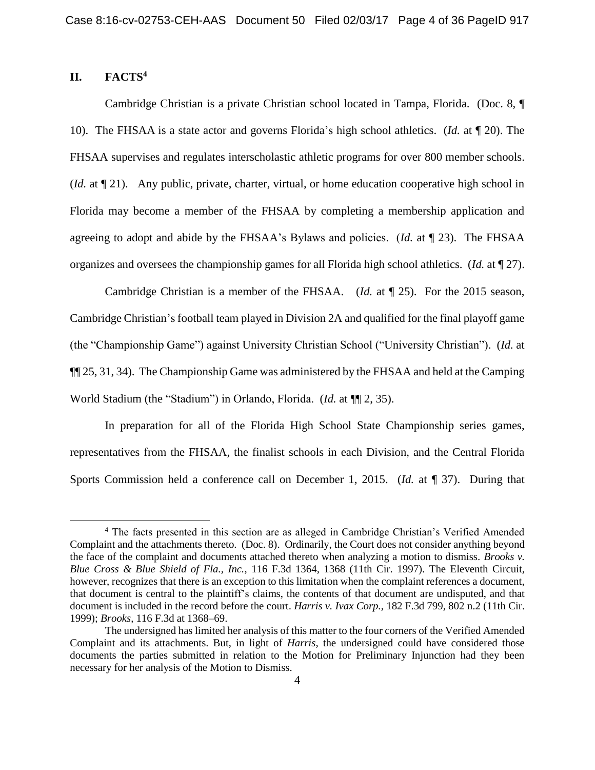## II. FACTS[4]

Cambridge Christian is a private Christian school located in Tampa, Florida. (Doc. 8, ¶ 10). The FHSAA is a state actor and governs Florida's high school athletics. (*Id.* at ¶ 20). The FHSAA supervises and regulates interscholastic athletic programs for over 800 member schools. (*Id.* at ¶ 21). Any public, private, charter, virtual, or home education cooperative high school in Florida may become a member of the FHSAA by completing a membership application and agreeing to adopt and abide by the FHSAA's Bylaws and policies. (*Id.* at ¶ 23). The FHSAA organizes and oversees the championship games for all Florida high school athletics. (*Id.* at ¶ 27).

Cambridge Christian is a member of the FHSAA. (*Id.* at ¶ 25). For the 2015 season, Cambridge Christian's football team played in Division 2A and qualified for the final playoff game (the "Championship Game") against University Christian School ("University Christian"). (*Id.* at ¶¶ 25, 31, 34). The Championship Game was administered by the FHSAA and held at the Camping World Stadium (the "Stadium") in Orlando, Florida. (*Id.* at ¶¶ 2, 35).

In preparation for all of the Florida High School State Championship series games, representatives from the FHSAA, the finalist schools in each Division, and the Central Florida Sports Commission held a conference call on December 1, 2015. (*Id.* at ¶ 37). During that

---

[4] The facts presented in this section are as alleged in Cambridge Christian's Verified Amended Complaint and the attachments thereto. (Doc. 8). Ordinarily, the Court does not consider anything beyond the face of the complaint and documents attached thereto when analyzing a motion to dismiss. *Brooks v. Blue Cross & Blue Shield of Fla., Inc.*, 116 F.3d 1364, 1368 (11th Cir. 1997). The Eleventh Circuit, however, recognizes that there is an exception to this limitation when the complaint references a document, that document is central to the plaintiff's claims, the contents of that document are undisputed, and that document is included in the record before the court. *Harris v. Ivax Corp.*, 182 F.3d 799, 802 n.2 (11th Cir. 1999); *Brooks*, 116 F.3d at 1368–69.

The undersigned has limited her analysis of this matter to the four corners of the Verified Amended Complaint and its attachments. But, in light of *Harris*, the undersigned could have considered those documents the parties submitted in relation to the Motion for Preliminary Injunction had they been necessary for her analysis of the Motion to Dismiss.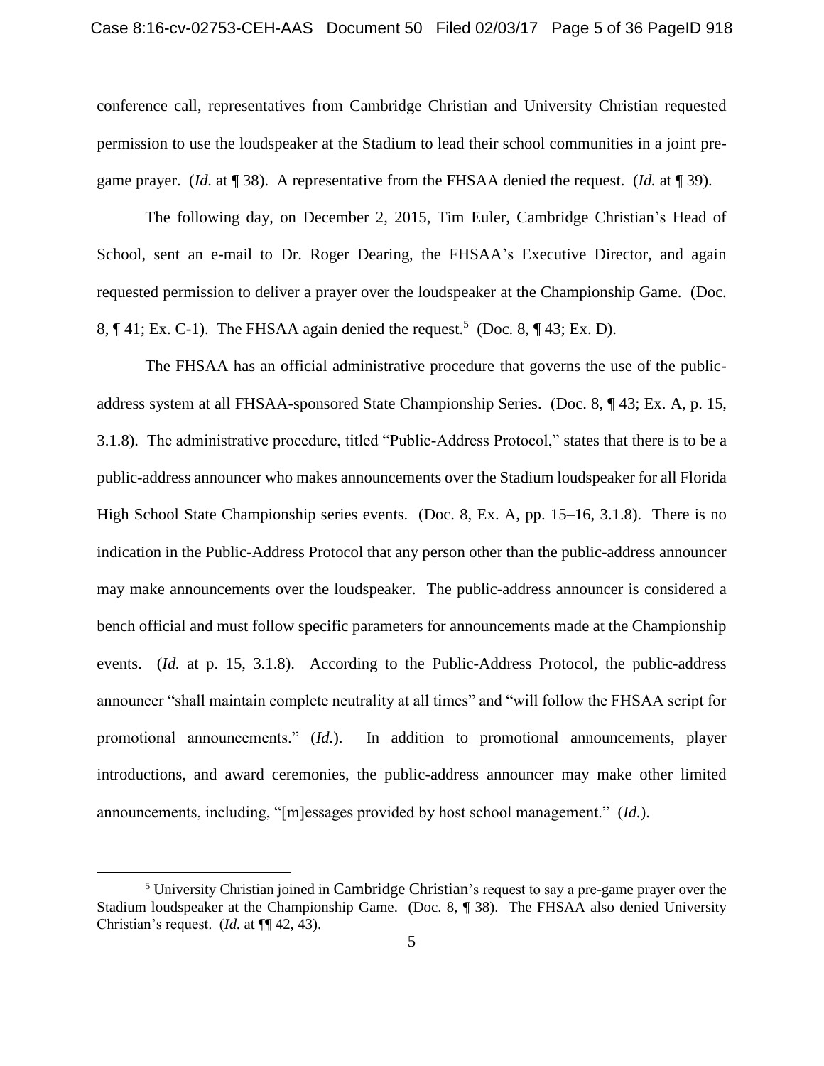conference call, representatives from Cambridge Christian and University Christian requested permission to use the loudspeaker at the Stadium to lead their school communities in a joint pre-game prayer. (*Id.* at ¶ 38). A representative from the FHSAA denied the request. (*Id.* at ¶ 39).

The following day, on December 2, 2015, Tim Euler, Cambridge Christian's Head of School, sent an e-mail to Dr. Roger Dearing, the FHSAA's Executive Director, and again requested permission to deliver a prayer over the loudspeaker at the Championship Game. (Doc. 8, ¶ 41; Ex. C-1). The FHSAA again denied the request.[5] (Doc. 8, ¶ 43; Ex. D).

The FHSAA has an official administrative procedure that governs the use of the public-address system at all FHSAA-sponsored State Championship Series. (Doc. 8, ¶ 43; Ex. A, p. 15, 3.1.8). The administrative procedure, titled "Public-Address Protocol," states that there is to be a public-address announcer who makes announcements over the Stadium loudspeaker for all Florida High School State Championship series events. (Doc. 8, Ex. A, pp. 15–16, 3.1.8). There is no indication in the Public-Address Protocol that any person other than the public-address announcer may make announcements over the loudspeaker. The public-address announcer is considered a bench official and must follow specific parameters for announcements made at the Championship events. (*Id.* at p. 15, 3.1.8). According to the Public-Address Protocol, the public-address announcer "shall maintain complete neutrality at all times" and "will follow the FHSAA script for promotional announcements." (*Id.*). In addition to promotional announcements, player introductions, and award ceremonies, the public-address announcer may make other limited announcements, including, "[m]essages provided by host school management." (*Id.*).

---

[5] University Christian joined in Cambridge Christian's request to say a pre-game prayer over the Stadium loudspeaker at the Championship Game. (Doc. 8, ¶ 38). The FHSAA also denied University Christian's request. (*Id.* at ¶¶ 42, 43).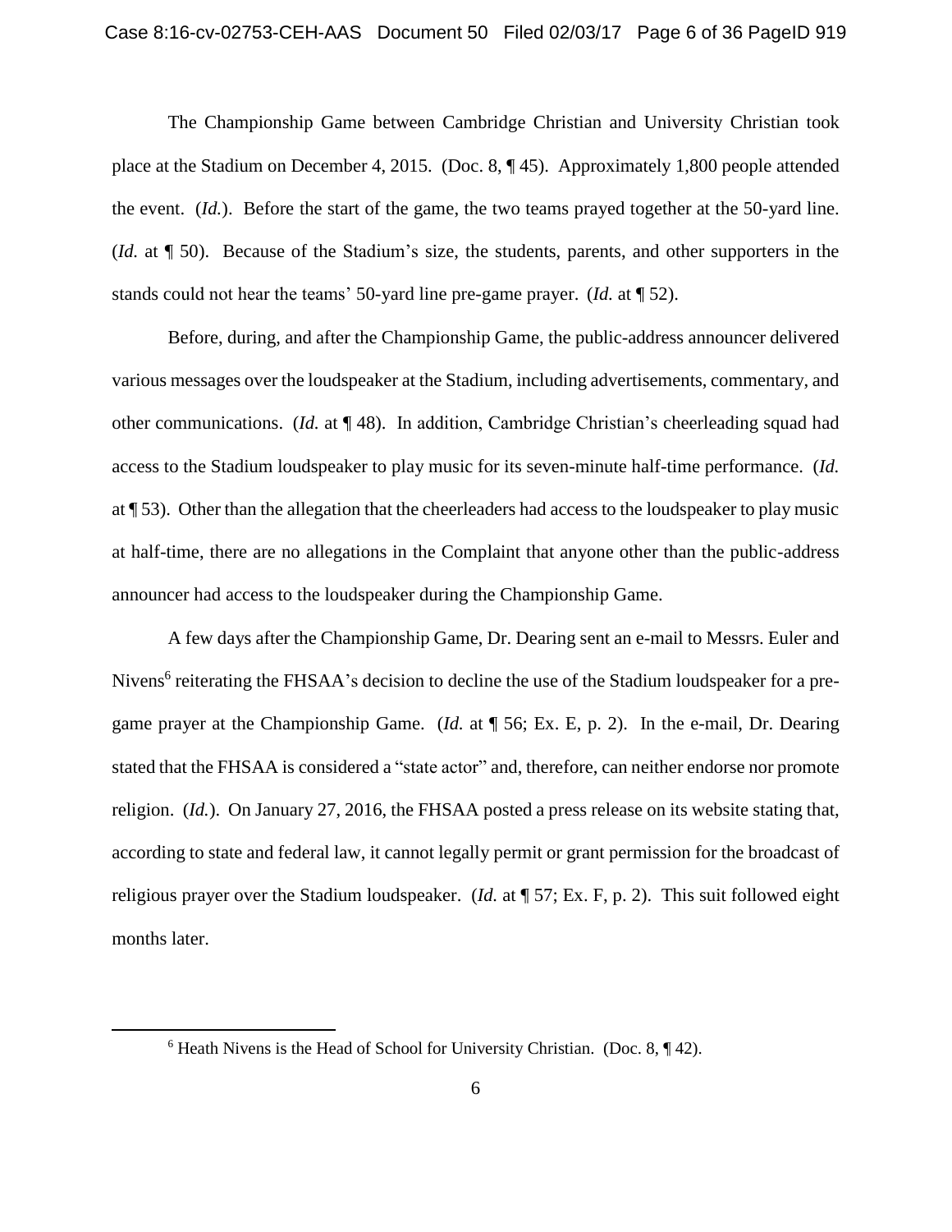The Championship Game between Cambridge Christian and University Christian took place at the Stadium on December 4, 2015. (Doc. 8, ¶ 45). Approximately 1,800 people attended the event. (*Id.*). Before the start of the game, the two teams prayed together at the 50-yard line. (*Id.* at ¶ 50). Because of the Stadium's size, the students, parents, and other supporters in the stands could not hear the teams' 50-yard line pre-game prayer. (*Id.* at ¶ 52).

Before, during, and after the Championship Game, the public-address announcer delivered various messages over the loudspeaker at the Stadium, including advertisements, commentary, and other communications. (*Id.* at ¶ 48). In addition, Cambridge Christian's cheerleading squad had access to the Stadium loudspeaker to play music for its seven-minute half-time performance. (*Id.* at ¶ 53). Other than the allegation that the cheerleaders had access to the loudspeaker to play music at half-time, there are no allegations in the Complaint that anyone other than the public-address announcer had access to the loudspeaker during the Championship Game.

A few days after the Championship Game, Dr. Dearing sent an e-mail to Messrs. Euler and Nivens[6] reiterating the FHSAA's decision to decline the use of the Stadium loudspeaker for a pre-game prayer at the Championship Game. (*Id.* at ¶ 56; Ex. E, p. 2). In the e-mail, Dr. Dearing stated that the FHSAA is considered a "state actor" and, therefore, can neither endorse nor promote religion. (*Id.*). On January 27, 2016, the FHSAA posted a press release on its website stating that, according to state and federal law, it cannot legally permit or grant permission for the broadcast of religious prayer over the Stadium loudspeaker. (*Id.* at ¶ 57; Ex. F, p. 2). This suit followed eight months later.

[6] Heath Nivens is the Head of School for University Christian. (Doc. 8, ¶ 42).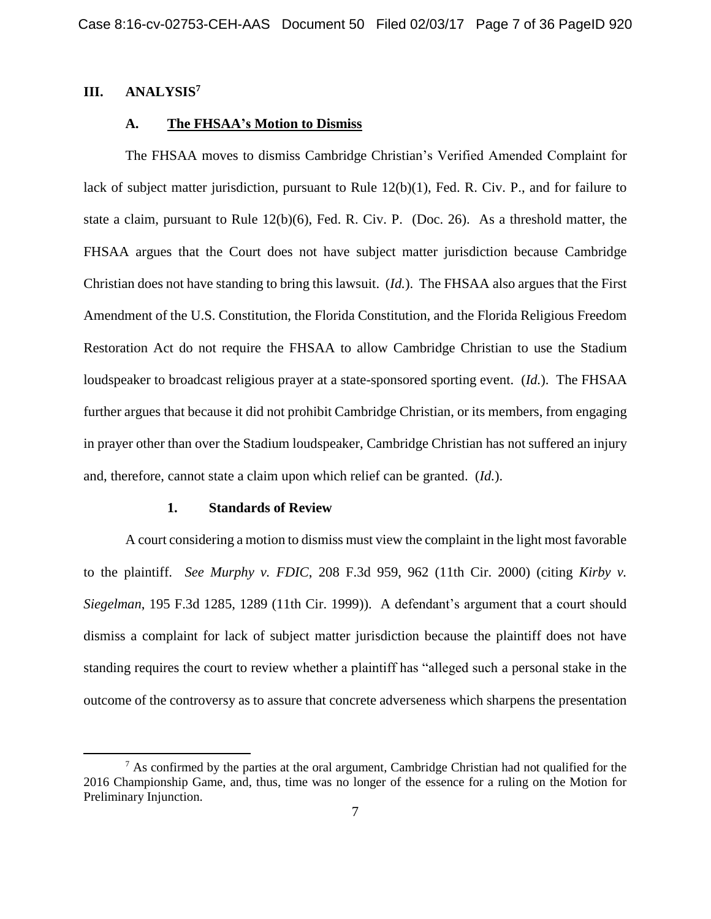## III. ANALYSIS[7]

### A. The FHSAA's Motion to Dismiss

The FHSAA moves to dismiss Cambridge Christian's Verified Amended Complaint for lack of subject matter jurisdiction, pursuant to Rule 12(b)(1), Fed. R. Civ. P., and for failure to state a claim, pursuant to Rule 12(b)(6), Fed. R. Civ. P. (Doc. 26). As a threshold matter, the FHSAA argues that the Court does not have subject matter jurisdiction because Cambridge Christian does not have standing to bring this lawsuit. (*Id.*). The FHSAA also argues that the First Amendment of the U.S. Constitution, the Florida Constitution, and the Florida Religious Freedom Restoration Act do not require the FHSAA to allow Cambridge Christian to use the Stadium loudspeaker to broadcast religious prayer at a state-sponsored sporting event. (*Id.*). The FHSAA further argues that because it did not prohibit Cambridge Christian, or its members, from engaging in prayer other than over the Stadium loudspeaker, Cambridge Christian has not suffered an injury and, therefore, cannot state a claim upon which relief can be granted. (*Id.*).

#### 1. Standards of Review

A court considering a motion to dismiss must view the complaint in the light most favorable to the plaintiff. *See Murphy v. FDIC*, 208 F.3d 959, 962 (11th Cir. 2000) (citing *Kirby v. Siegelman*, 195 F.3d 1285, 1289 (11th Cir. 1999)). A defendant's argument that a court should dismiss a complaint for lack of subject matter jurisdiction because the plaintiff does not have standing requires the court to review whether a plaintiff has "alleged such a personal stake in the outcome of the controversy as to assure that concrete adverseness which sharpens the presentation

---

[7] As confirmed by the parties at the oral argument, Cambridge Christian had not qualified for the 2016 Championship Game, and, thus, time was no longer of the essence for a ruling on the Motion for Preliminary Injunction.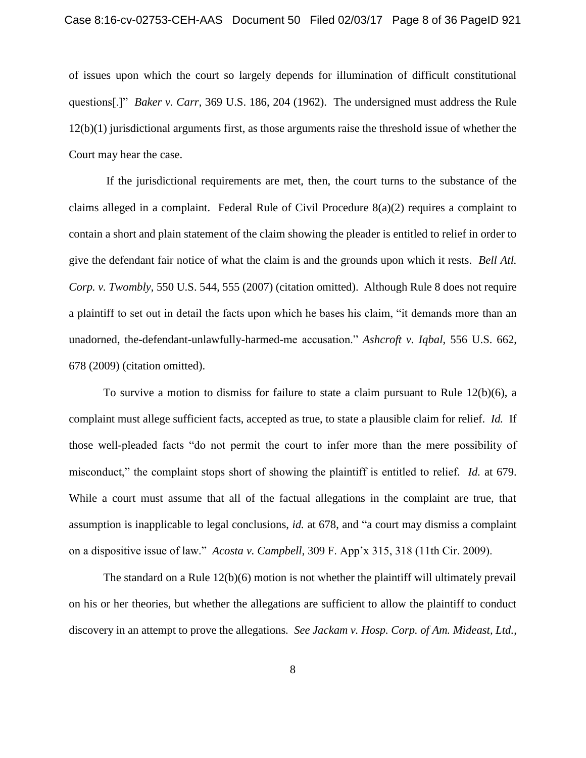of issues upon which the court so largely depends for illumination of difficult constitutional questions[.]" *Baker v. Carr*, 369 U.S. 186, 204 (1962). The undersigned must address the Rule 12(b)(1) jurisdictional arguments first, as those arguments raise the threshold issue of whether the Court may hear the case.

If the jurisdictional requirements are met, then, the court turns to the substance of the claims alleged in a complaint. Federal Rule of Civil Procedure 8(a)(2) requires a complaint to contain a short and plain statement of the claim showing the pleader is entitled to relief in order to give the defendant fair notice of what the claim is and the grounds upon which it rests. *Bell Atl. Corp. v. Twombly*, 550 U.S. 544, 555 (2007) (citation omitted). Although Rule 8 does not require a plaintiff to set out in detail the facts upon which he bases his claim, "it demands more than an unadorned, the-defendant-unlawfully-harmed-me accusation." *Ashcroft v. Iqbal*, 556 U.S. 662, 678 (2009) (citation omitted).

To survive a motion to dismiss for failure to state a claim pursuant to Rule 12(b)(6), a complaint must allege sufficient facts, accepted as true, to state a plausible claim for relief. *Id.* If those well-pleaded facts "do not permit the court to infer more than the mere possibility of misconduct," the complaint stops short of showing the plaintiff is entitled to relief. *Id.* at 679. While a court must assume that all of the factual allegations in the complaint are true, that assumption is inapplicable to legal conclusions, *id.* at 678, and "a court may dismiss a complaint on a dispositive issue of law." *Acosta v. Campbell*, 309 F. App'x 315, 318 (11th Cir. 2009).

The standard on a Rule 12(b)(6) motion is not whether the plaintiff will ultimately prevail on his or her theories, but whether the allegations are sufficient to allow the plaintiff to conduct discovery in an attempt to prove the allegations. *See Jackam v. Hosp. Corp. of Am. Mideast, Ltd.*,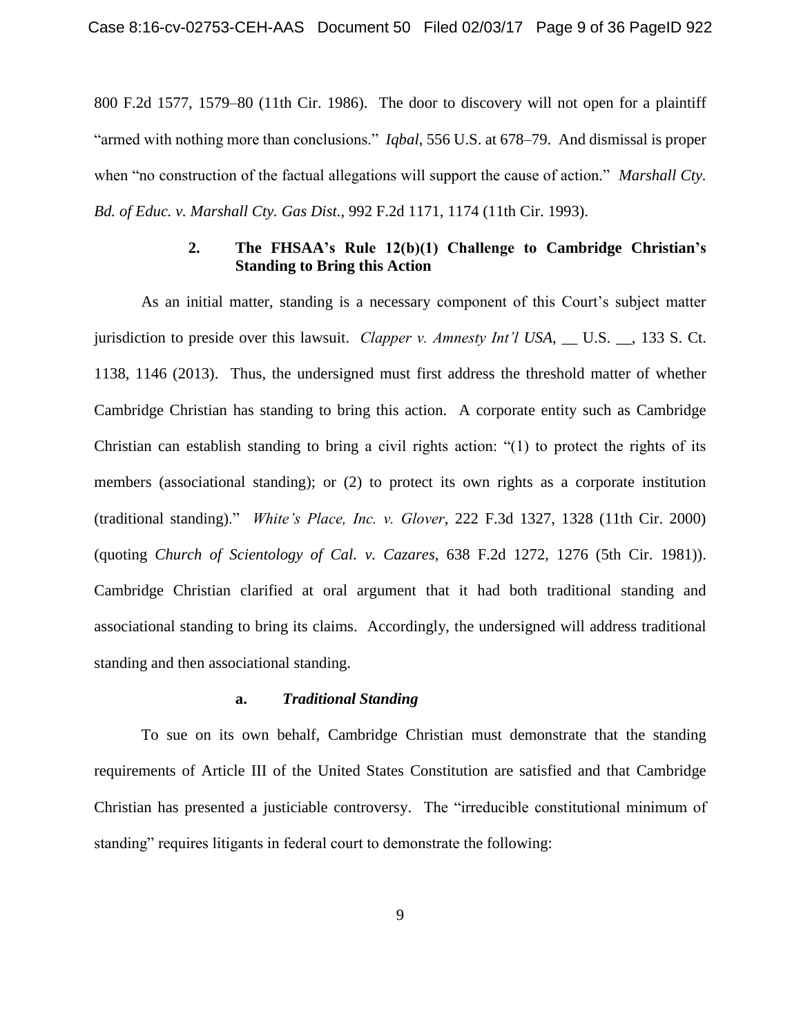800 F.2d 1577, 1579–80 (11th Cir. 1986). The door to discovery will not open for a plaintiff "armed with nothing more than conclusions." *Iqbal*, 556 U.S. at 678–79. And dismissal is proper when "no construction of the factual allegations will support the cause of action." *Marshall Cty. Bd. of Educ. v. Marshall Cty. Gas Dist.*, 992 F.2d 1171, 1174 (11th Cir. 1993).

### 2. The FHSAA's Rule 12(b)(1) Challenge to Cambridge Christian's Standing to Bring this Action

As an initial matter, standing is a necessary component of this Court's subject matter jurisdiction to preside over this lawsuit. *Clapper v. Amnesty Int'l USA*, __ U.S. __, 133 S. Ct. 1138, 1146 (2013). Thus, the undersigned must first address the threshold matter of whether Cambridge Christian has standing to bring this action. A corporate entity such as Cambridge Christian can establish standing to bring a civil rights action: "(1) to protect the rights of its members (associational standing); or (2) to protect its own rights as a corporate institution (traditional standing)." *White's Place, Inc. v. Glover*, 222 F.3d 1327, 1328 (11th Cir. 2000) (quoting *Church of Scientology of Cal. v. Cazares*, 638 F.2d 1272, 1276 (5th Cir. 1981)). Cambridge Christian clarified at oral argument that it had both traditional standing and associational standing to bring its claims. Accordingly, the undersigned will address traditional standing and then associational standing.

#### a. *Traditional Standing*

To sue on its own behalf, Cambridge Christian must demonstrate that the standing requirements of Article III of the United States Constitution are satisfied and that Cambridge Christian has presented a justiciable controversy. The "irreducible constitutional minimum of standing" requires litigants in federal court to demonstrate the following: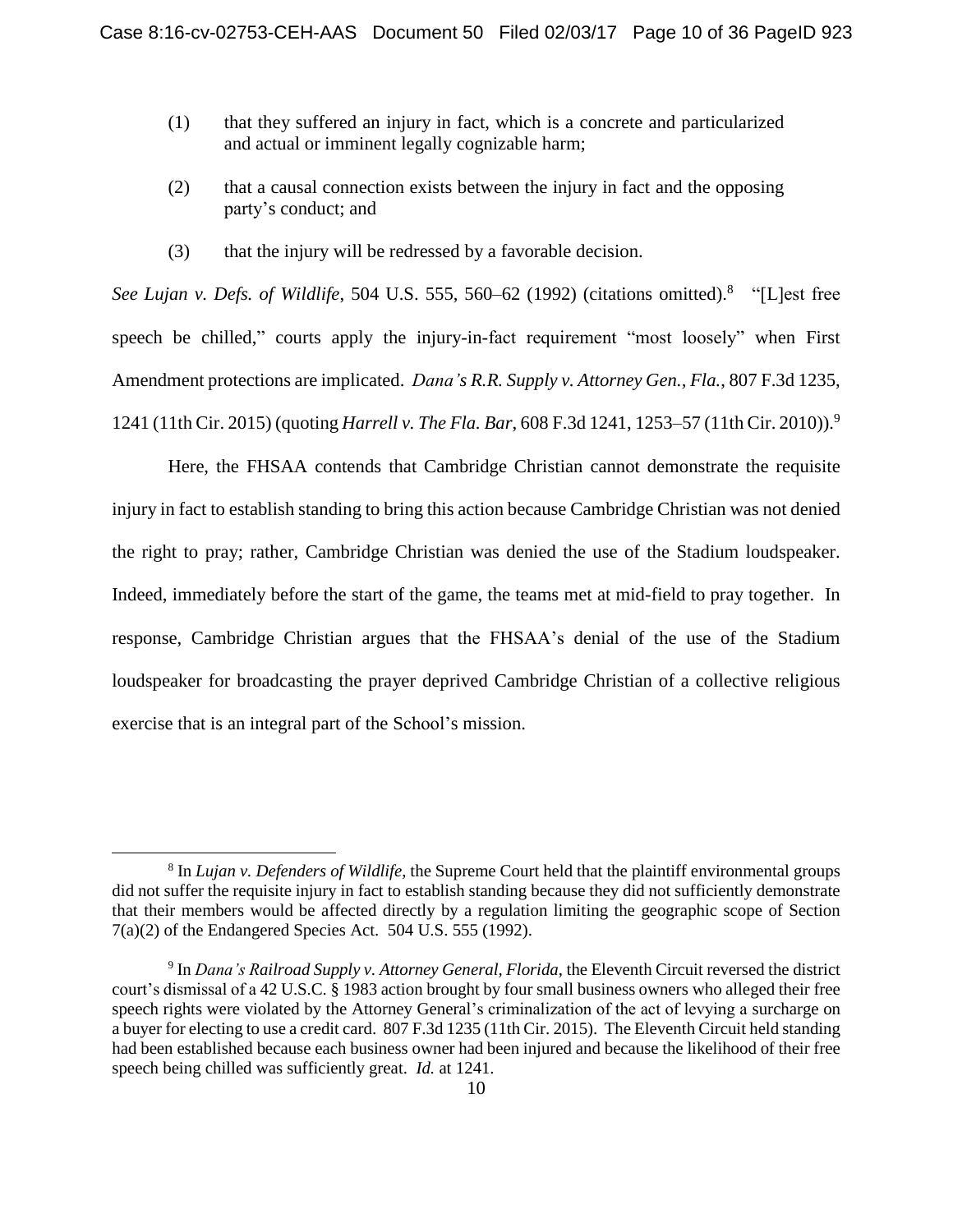(1) that they suffered an injury in fact, which is a concrete and particularized and actual or imminent legally cognizable harm;

(2) that a causal connection exists between the injury in fact and the opposing party's conduct; and

(3) that the injury will be redressed by a favorable decision.

*See Lujan v. Defs. of Wildlife*, 504 U.S. 555, 560–62 (1992) (citations omitted).[8] "[L]est free speech be chilled," courts apply the injury-in-fact requirement "most loosely" when First Amendment protections are implicated. *Dana's R.R. Supply v. Attorney Gen., Fla.*, 807 F.3d 1235, 1241 (11th Cir. 2015) (quoting *Harrell v. The Fla. Bar*, 608 F.3d 1241, 1253–57 (11th Cir. 2010)).[9]

Here, the FHSAA contends that Cambridge Christian cannot demonstrate the requisite injury in fact to establish standing to bring this action because Cambridge Christian was not denied the right to pray; rather, Cambridge Christian was denied the use of the Stadium loudspeaker. Indeed, immediately before the start of the game, the teams met at mid-field to pray together. In response, Cambridge Christian argues that the FHSAA's denial of the use of the Stadium loudspeaker for broadcasting the prayer deprived Cambridge Christian of a collective religious exercise that is an integral part of the School's mission.

---

[8] In *Lujan v. Defenders of Wildlife*, the Supreme Court held that the plaintiff environmental groups did not suffer the requisite injury in fact to establish standing because they did not sufficiently demonstrate that their members would be affected directly by a regulation limiting the geographic scope of Section 7(a)(2) of the Endangered Species Act. 504 U.S. 555 (1992).

[9] In *Dana's Railroad Supply v. Attorney General, Florida*, the Eleventh Circuit reversed the district court's dismissal of a 42 U.S.C. § 1983 action brought by four small business owners who alleged their free speech rights were violated by the Attorney General's criminalization of the act of levying a surcharge on a buyer for electing to use a credit card. 807 F.3d 1235 (11th Cir. 2015). The Eleventh Circuit held standing had been established because each business owner had been injured and because the likelihood of their free speech being chilled was sufficiently great. *Id.* at 1241.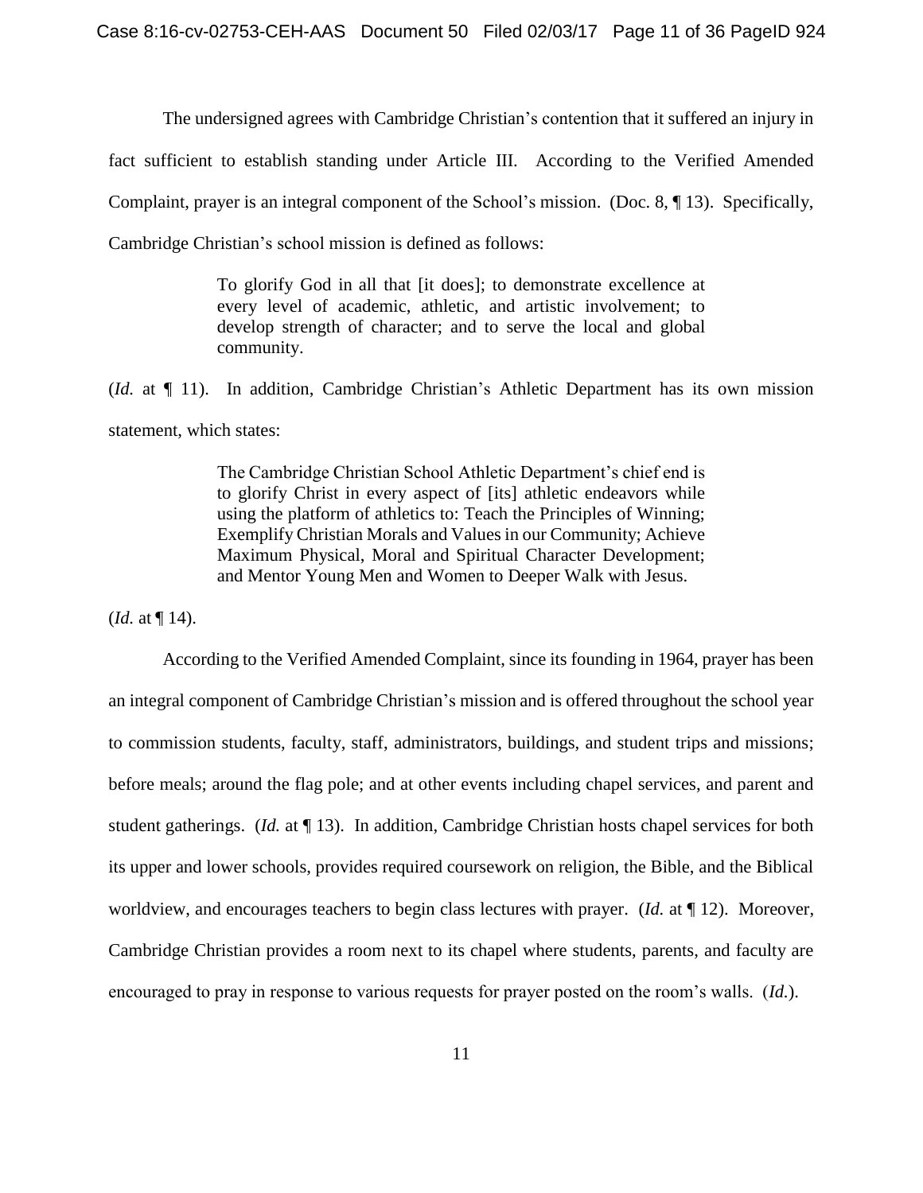The undersigned agrees with Cambridge Christian's contention that it suffered an injury in fact sufficient to establish standing under Article III. According to the Verified Amended Complaint, prayer is an integral component of the School's mission. (Doc. 8, ¶ 13). Specifically, Cambridge Christian's school mission is defined as follows:

> To glorify God in all that [it does]; to demonstrate excellence at every level of academic, athletic, and artistic involvement; to develop strength of character; and to serve the local and global community.

(*Id.* at ¶ 11). In addition, Cambridge Christian's Athletic Department has its own mission statement, which states:

> The Cambridge Christian School Athletic Department's chief end is to glorify Christ in every aspect of [its] athletic endeavors while using the platform of athletics to: Teach the Principles of Winning; Exemplify Christian Morals and Values in our Community; Achieve Maximum Physical, Moral and Spiritual Character Development; and Mentor Young Men and Women to Deeper Walk with Jesus.

(*Id.* at ¶ 14).

According to the Verified Amended Complaint, since its founding in 1964, prayer has been an integral component of Cambridge Christian's mission and is offered throughout the school year to commission students, faculty, staff, administrators, buildings, and student trips and missions; before meals; around the flag pole; and at other events including chapel services, and parent and student gatherings. (*Id.* at ¶ 13). In addition, Cambridge Christian hosts chapel services for both its upper and lower schools, provides required coursework on religion, the Bible, and the Biblical worldview, and encourages teachers to begin class lectures with prayer. (*Id.* at ¶ 12). Moreover, Cambridge Christian provides a room next to its chapel where students, parents, and faculty are encouraged to pray in response to various requests for prayer posted on the room's walls. (*Id.*).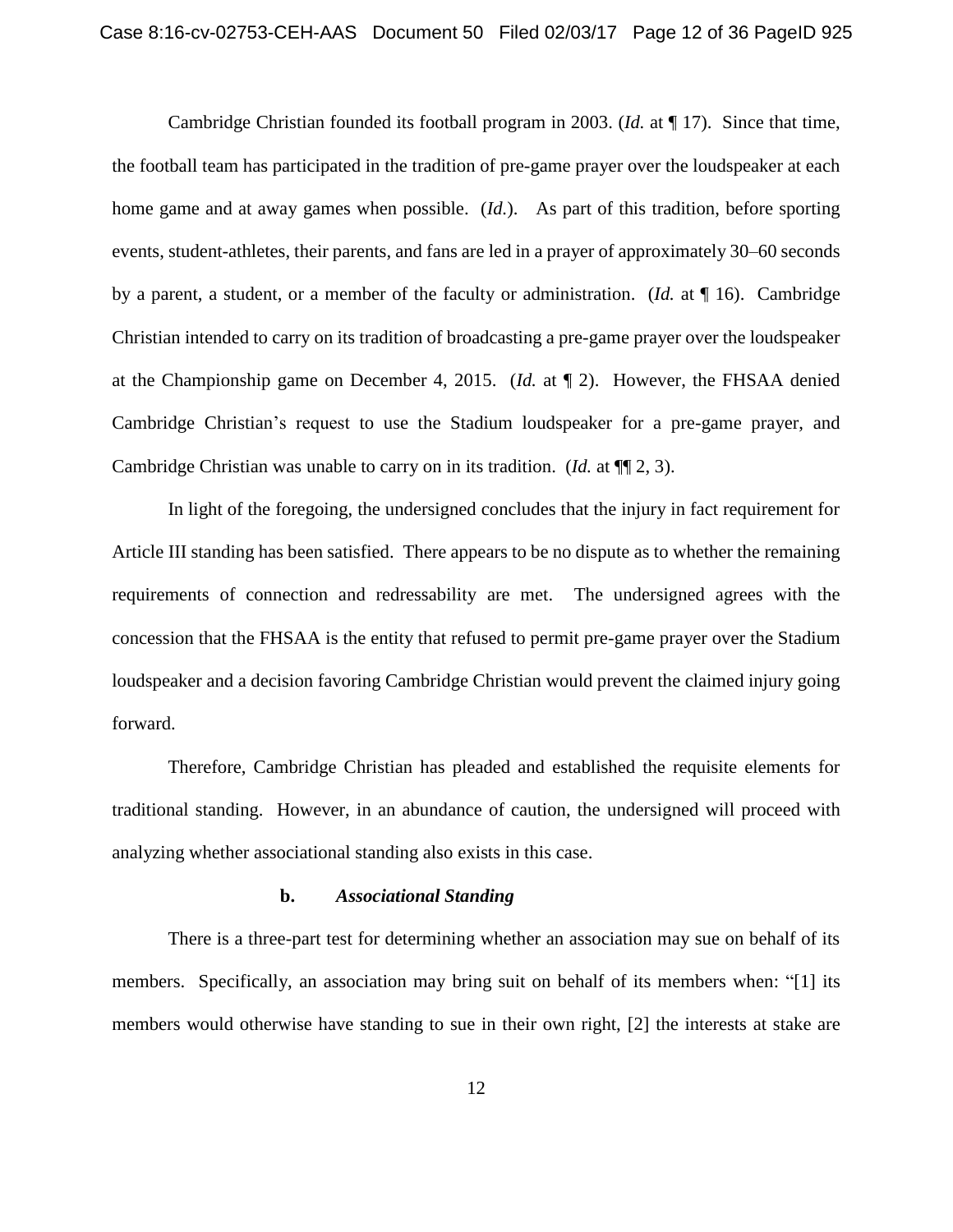Cambridge Christian founded its football program in 2003. (*Id.* at ¶ 17). Since that time, the football team has participated in the tradition of pre-game prayer over the loudspeaker at each home game and at away games when possible. (*Id.*). As part of this tradition, before sporting events, student-athletes, their parents, and fans are led in a prayer of approximately 30–60 seconds by a parent, a student, or a member of the faculty or administration. (*Id.* at ¶ 16). Cambridge Christian intended to carry on its tradition of broadcasting a pre-game prayer over the loudspeaker at the Championship game on December 4, 2015. (*Id.* at ¶ 2). However, the FHSAA denied Cambridge Christian's request to use the Stadium loudspeaker for a pre-game prayer, and Cambridge Christian was unable to carry on in its tradition. (*Id.* at ¶¶ 2, 3).

In light of the foregoing, the undersigned concludes that the injury in fact requirement for Article III standing has been satisfied. There appears to be no dispute as to whether the remaining requirements of connection and redressability are met. The undersigned agrees with the concession that the FHSAA is the entity that refused to permit pre-game prayer over the Stadium loudspeaker and a decision favoring Cambridge Christian would prevent the claimed injury going forward.

Therefore, Cambridge Christian has pleaded and established the requisite elements for traditional standing. However, in an abundance of caution, the undersigned will proceed with analyzing whether associational standing also exists in this case.

**b.** ***Associational Standing***

There is a three-part test for determining whether an association may sue on behalf of its members. Specifically, an association may bring suit on behalf of its members when: "[1] its members would otherwise have standing to sue in their own right, [2] the interests at stake are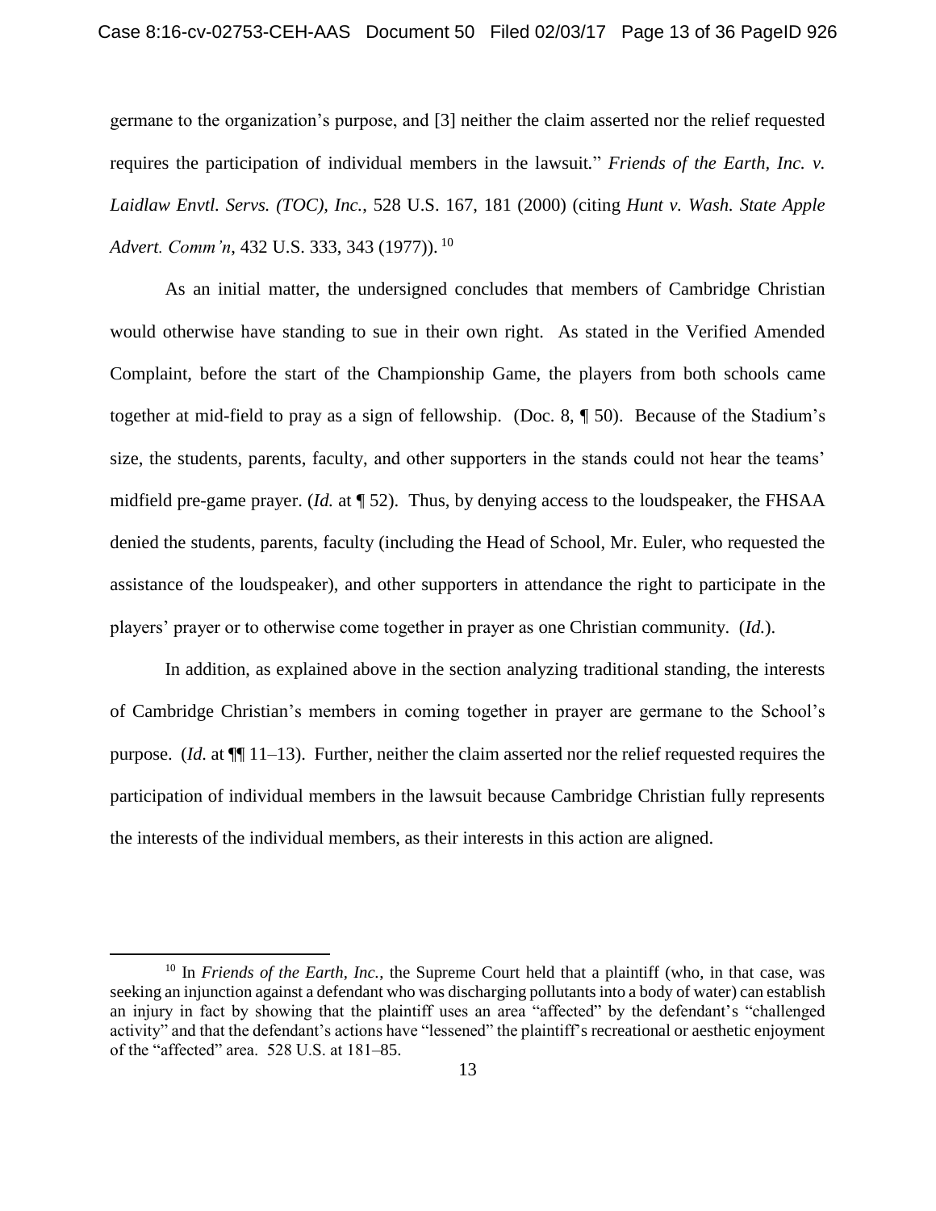germane to the organization's purpose, and [3] neither the claim asserted nor the relief requested requires the participation of individual members in the lawsuit." *Friends of the Earth, Inc. v. Laidlaw Envtl. Servs. (TOC), Inc.*, 528 U.S. 167, 181 (2000) (citing *Hunt v. Wash. State Apple Advert. Comm'n*, 432 U.S. 333, 343 (1977)).[10]

As an initial matter, the undersigned concludes that members of Cambridge Christian would otherwise have standing to sue in their own right. As stated in the Verified Amended Complaint, before the start of the Championship Game, the players from both schools came together at mid-field to pray as a sign of fellowship. (Doc. 8, ¶ 50). Because of the Stadium's size, the students, parents, faculty, and other supporters in the stands could not hear the teams' midfield pre-game prayer. (*Id.* at ¶ 52). Thus, by denying access to the loudspeaker, the FHSAA denied the students, parents, faculty (including the Head of School, Mr. Euler, who requested the assistance of the loudspeaker), and other supporters in attendance the right to participate in the players' prayer or to otherwise come together in prayer as one Christian community. (*Id.*).

In addition, as explained above in the section analyzing traditional standing, the interests of Cambridge Christian's members in coming together in prayer are germane to the School's purpose. (*Id.* at ¶¶ 11–13). Further, neither the claim asserted nor the relief requested requires the participation of individual members in the lawsuit because Cambridge Christian fully represents the interests of the individual members, as their interests in this action are aligned.

[10] In *Friends of the Earth, Inc.*, the Supreme Court held that a plaintiff (who, in that case, was seeking an injunction against a defendant who was discharging pollutants into a body of water) can establish an injury in fact by showing that the plaintiff uses an area "affected" by the defendant's "challenged activity" and that the defendant's actions have "lessened" the plaintiff's recreational or aesthetic enjoyment of the "affected" area. 528 U.S. at 181–85.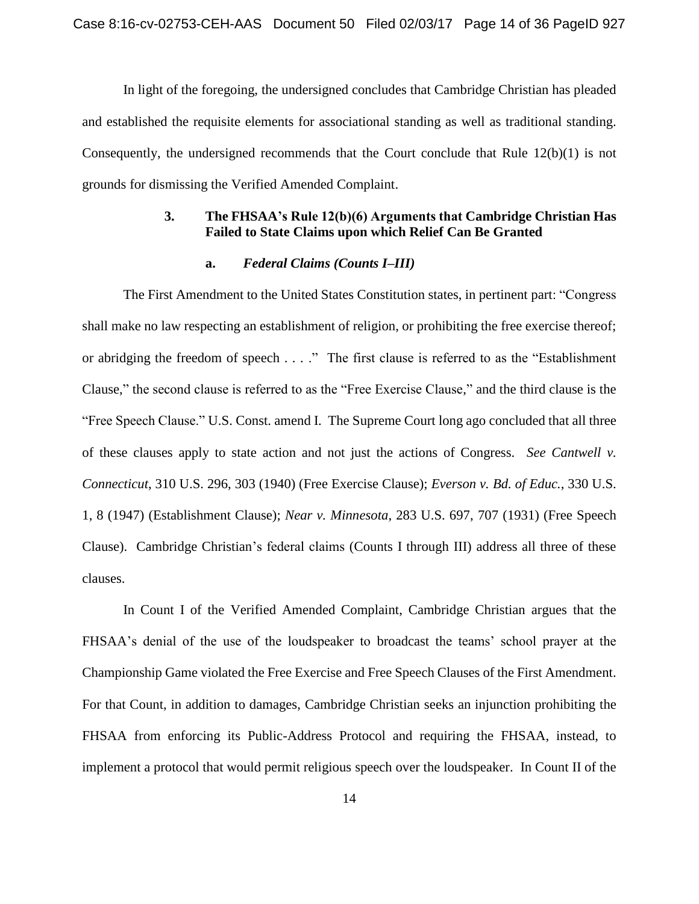In light of the foregoing, the undersigned concludes that Cambridge Christian has pleaded and established the requisite elements for associational standing as well as traditional standing. Consequently, the undersigned recommends that the Court conclude that Rule 12(b)(1) is not grounds for dismissing the Verified Amended Complaint.

### 3. The FHSAA's Rule 12(b)(6) Arguments that Cambridge Christian Has Failed to State Claims upon which Relief Can Be Granted

#### a. *Federal Claims (Counts I–III)*

The First Amendment to the United States Constitution states, in pertinent part: "Congress shall make no law respecting an establishment of religion, or prohibiting the free exercise thereof; or abridging the freedom of speech . . . ." The first clause is referred to as the "Establishment Clause," the second clause is referred to as the "Free Exercise Clause," and the third clause is the "Free Speech Clause." U.S. Const. amend I. The Supreme Court long ago concluded that all three of these clauses apply to state action and not just the actions of Congress. *See Cantwell v. Connecticut*, 310 U.S. 296, 303 (1940) (Free Exercise Clause); *Everson v. Bd. of Educ.*, 330 U.S. 1, 8 (1947) (Establishment Clause); *Near v. Minnesota*, 283 U.S. 697, 707 (1931) (Free Speech Clause). Cambridge Christian's federal claims (Counts I through III) address all three of these clauses.

In Count I of the Verified Amended Complaint, Cambridge Christian argues that the FHSAA's denial of the use of the loudspeaker to broadcast the teams' school prayer at the Championship Game violated the Free Exercise and Free Speech Clauses of the First Amendment. For that Count, in addition to damages, Cambridge Christian seeks an injunction prohibiting the FHSAA from enforcing its Public-Address Protocol and requiring the FHSAA, instead, to implement a protocol that would permit religious speech over the loudspeaker. In Count II of the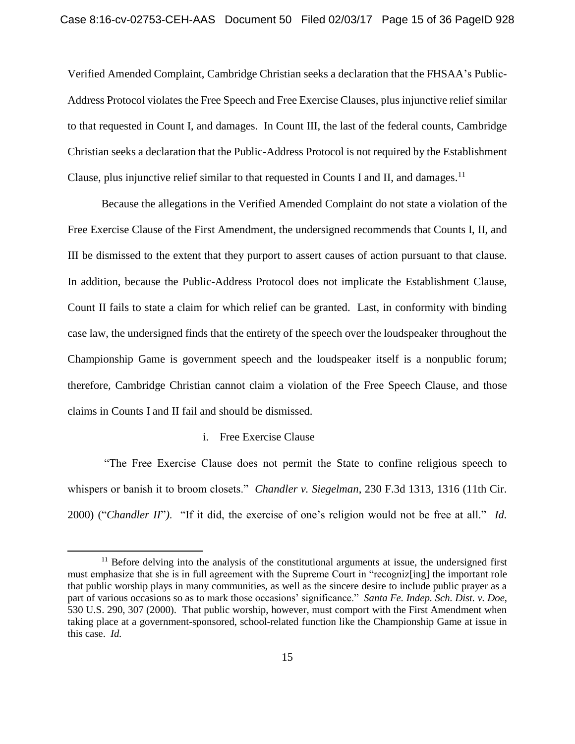Verified Amended Complaint, Cambridge Christian seeks a declaration that the FHSAA's Public-Address Protocol violates the Free Speech and Free Exercise Clauses, plus injunctive relief similar to that requested in Count I, and damages. In Count III, the last of the federal counts, Cambridge Christian seeks a declaration that the Public-Address Protocol is not required by the Establishment Clause, plus injunctive relief similar to that requested in Counts I and II, and damages.[11]

Because the allegations in the Verified Amended Complaint do not state a violation of the Free Exercise Clause of the First Amendment, the undersigned recommends that Counts I, II, and III be dismissed to the extent that they purport to assert causes of action pursuant to that clause. In addition, because the Public-Address Protocol does not implicate the Establishment Clause, Count II fails to state a claim for which relief can be granted. Last, in conformity with binding case law, the undersigned finds that the entirety of the speech over the loudspeaker throughout the Championship Game is government speech and the loudspeaker itself is a nonpublic forum; therefore, Cambridge Christian cannot claim a violation of the Free Speech Clause, and those claims in Counts I and II fail and should be dismissed.

i. Free Exercise Clause

"The Free Exercise Clause does not permit the State to confine religious speech to whispers or banish it to broom closets." *Chandler v. Siegelman*, 230 F.3d 1313, 1316 (11th Cir. 2000) ("*Chandler II*"). "If it did, the exercise of one's religion would not be free at all." *Id.*

[11] Before delving into the analysis of the constitutional arguments at issue, the undersigned first must emphasize that she is in full agreement with the Supreme Court in "recogniz[ing] the important role that public worship plays in many communities, as well as the sincere desire to include public prayer as a part of various occasions so as to mark those occasions' significance." *Santa Fe. Indep. Sch. Dist. v. Doe*, 530 U.S. 290, 307 (2000). That public worship, however, must comport with the First Amendment when taking place at a government-sponsored, school-related function like the Championship Game at issue in this case. *Id.*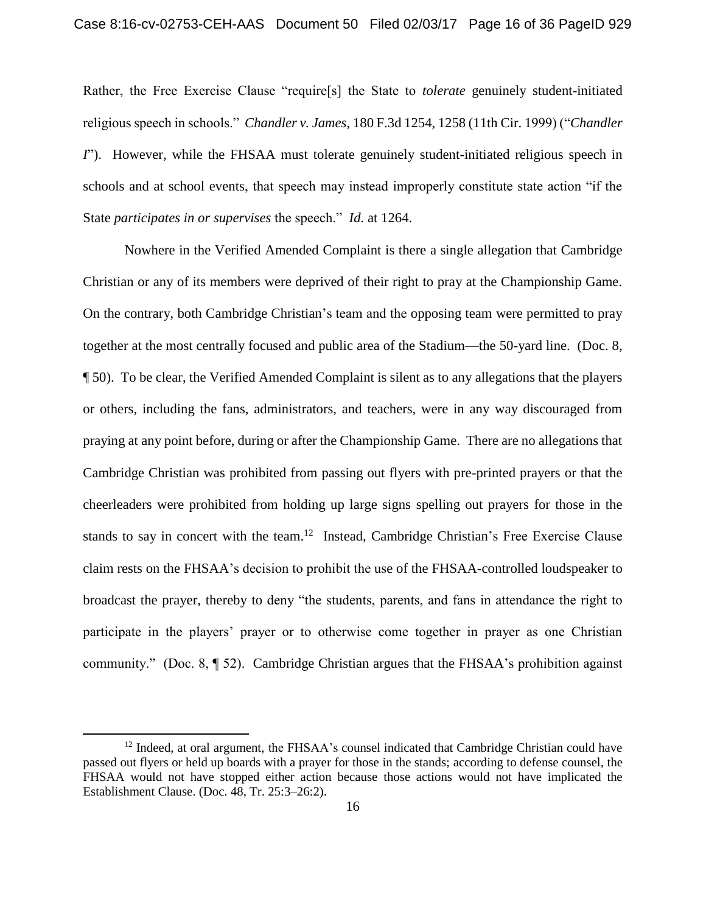Rather, the Free Exercise Clause "require[s] the State to *tolerate* genuinely student-initiated religious speech in schools." *Chandler v. James*, 180 F.3d 1254, 1258 (11th Cir. 1999) ("*Chandler I*"). However, while the FHSAA must tolerate genuinely student-initiated religious speech in schools and at school events, that speech may instead improperly constitute state action "if the State *participates in or supervises* the speech." *Id.* at 1264.

Nowhere in the Verified Amended Complaint is there a single allegation that Cambridge Christian or any of its members were deprived of their right to pray at the Championship Game. On the contrary, both Cambridge Christian's team and the opposing team were permitted to pray together at the most centrally focused and public area of the Stadium—the 50-yard line. (Doc. 8, ¶ 50). To be clear, the Verified Amended Complaint is silent as to any allegations that the players or others, including the fans, administrators, and teachers, were in any way discouraged from praying at any point before, during or after the Championship Game. There are no allegations that Cambridge Christian was prohibited from passing out flyers with pre-printed prayers or that the cheerleaders were prohibited from holding up large signs spelling out prayers for those in the stands to say in concert with the team.[12] Instead, Cambridge Christian's Free Exercise Clause claim rests on the FHSAA's decision to prohibit the use of the FHSAA-controlled loudspeaker to broadcast the prayer, thereby to deny "the students, parents, and fans in attendance the right to participate in the players' prayer or to otherwise come together in prayer as one Christian community." (Doc. 8, ¶ 52). Cambridge Christian argues that the FHSAA's prohibition against

[12] Indeed, at oral argument, the FHSAA's counsel indicated that Cambridge Christian could have passed out flyers or held up boards with a prayer for those in the stands; according to defense counsel, the FHSAA would not have stopped either action because those actions would not have implicated the Establishment Clause. (Doc. 48, Tr. 25:3–26:2).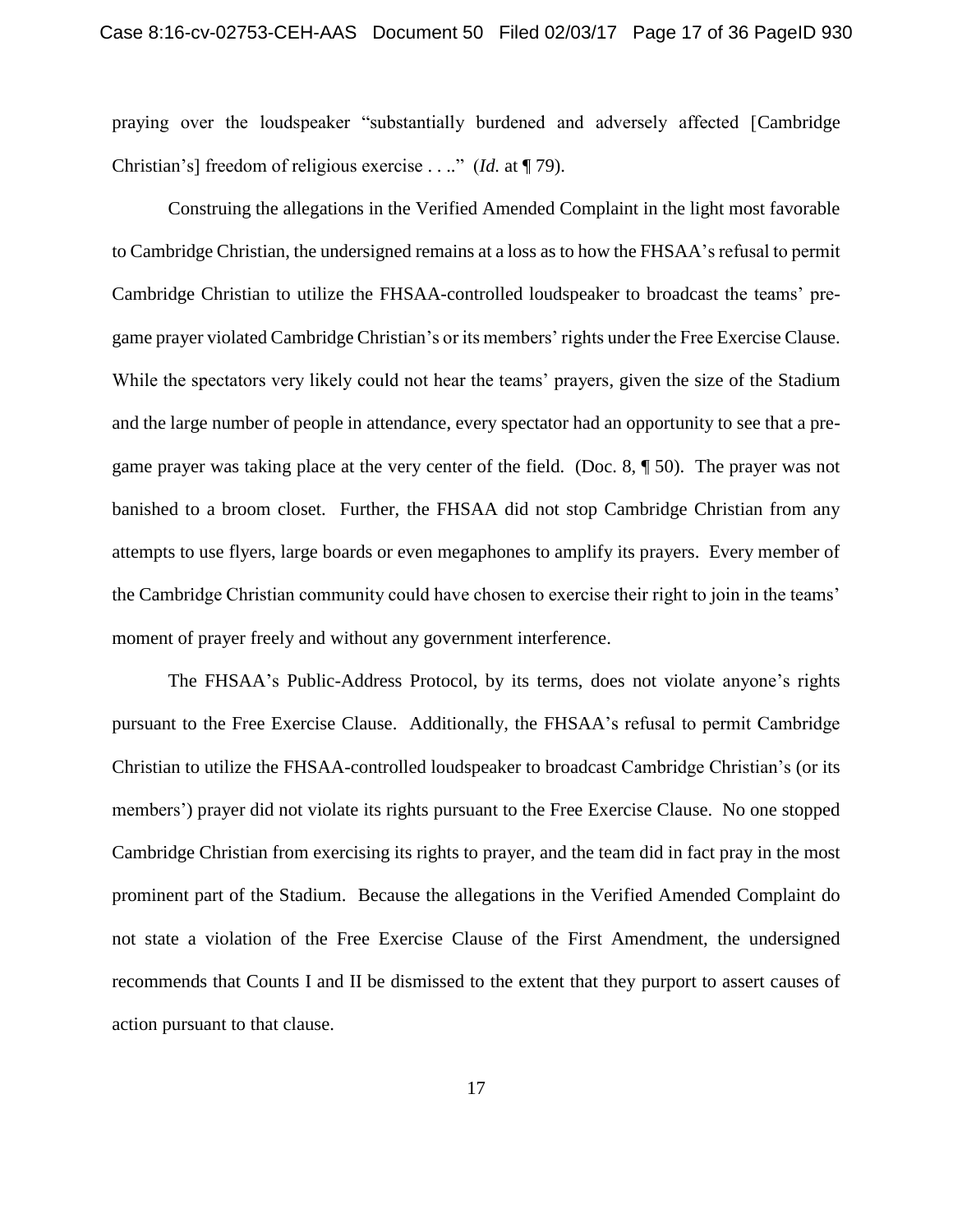praying over the loudspeaker "substantially burdened and adversely affected [Cambridge Christian's] freedom of religious exercise . . .." (*Id.* at ¶ 79).

Construing the allegations in the Verified Amended Complaint in the light most favorable to Cambridge Christian, the undersigned remains at a loss as to how the FHSAA's refusal to permit Cambridge Christian to utilize the FHSAA-controlled loudspeaker to broadcast the teams' pre-game prayer violated Cambridge Christian's or its members' rights under the Free Exercise Clause. While the spectators very likely could not hear the teams' prayers, given the size of the Stadium and the large number of people in attendance, every spectator had an opportunity to see that a pre-game prayer was taking place at the very center of the field. (Doc. 8, ¶ 50). The prayer was not banished to a broom closet. Further, the FHSAA did not stop Cambridge Christian from any attempts to use flyers, large boards or even megaphones to amplify its prayers. Every member of the Cambridge Christian community could have chosen to exercise their right to join in the teams' moment of prayer freely and without any government interference.

The FHSAA's Public-Address Protocol, by its terms, does not violate anyone's rights pursuant to the Free Exercise Clause. Additionally, the FHSAA's refusal to permit Cambridge Christian to utilize the FHSAA-controlled loudspeaker to broadcast Cambridge Christian's (or its members') prayer did not violate its rights pursuant to the Free Exercise Clause. No one stopped Cambridge Christian from exercising its rights to prayer, and the team did in fact pray in the most prominent part of the Stadium. Because the allegations in the Verified Amended Complaint do not state a violation of the Free Exercise Clause of the First Amendment, the undersigned recommends that Counts I and II be dismissed to the extent that they purport to assert causes of action pursuant to that clause.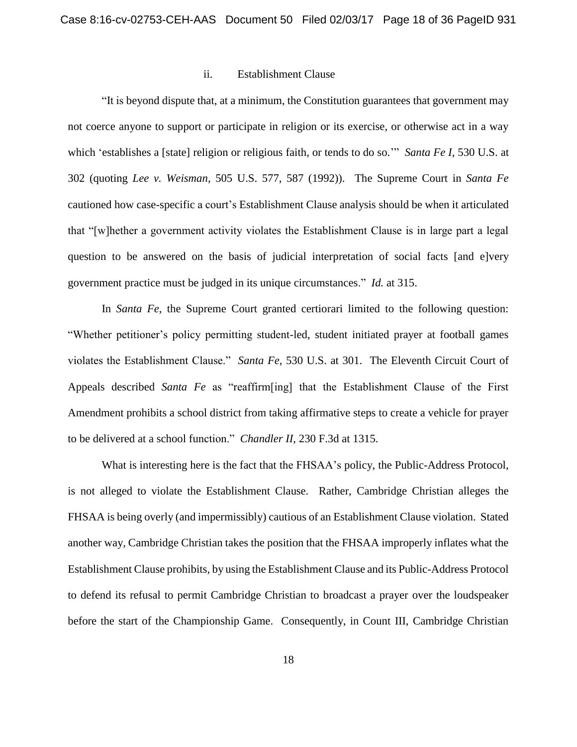ii. Establishment Clause

"It is beyond dispute that, at a minimum, the Constitution guarantees that government may not coerce anyone to support or participate in religion or its exercise, or otherwise act in a way which 'establishes a [state] religion or religious faith, or tends to do so.'" *Santa Fe I*, 530 U.S. at 302 (quoting *Lee v. Weisman*, 505 U.S. 577, 587 (1992)). The Supreme Court in *Santa Fe* cautioned how case-specific a court's Establishment Clause analysis should be when it articulated that "[w]hether a government activity violates the Establishment Clause is in large part a legal question to be answered on the basis of judicial interpretation of social facts [and e]very government practice must be judged in its unique circumstances." *Id.* at 315.

In *Santa Fe*, the Supreme Court granted certiorari limited to the following question: "Whether petitioner's policy permitting student-led, student initiated prayer at football games violates the Establishment Clause." *Santa Fe*, 530 U.S. at 301. The Eleventh Circuit Court of Appeals described *Santa Fe* as "reaffirm[ing] that the Establishment Clause of the First Amendment prohibits a school district from taking affirmative steps to create a vehicle for prayer to be delivered at a school function." *Chandler II*, 230 F.3d at 1315.

What is interesting here is the fact that the FHSAA's policy, the Public-Address Protocol, is not alleged to violate the Establishment Clause. Rather, Cambridge Christian alleges the FHSAA is being overly (and impermissibly) cautious of an Establishment Clause violation. Stated another way, Cambridge Christian takes the position that the FHSAA improperly inflates what the Establishment Clause prohibits, by using the Establishment Clause and its Public-Address Protocol to defend its refusal to permit Cambridge Christian to broadcast a prayer over the loudspeaker before the start of the Championship Game. Consequently, in Count III, Cambridge Christian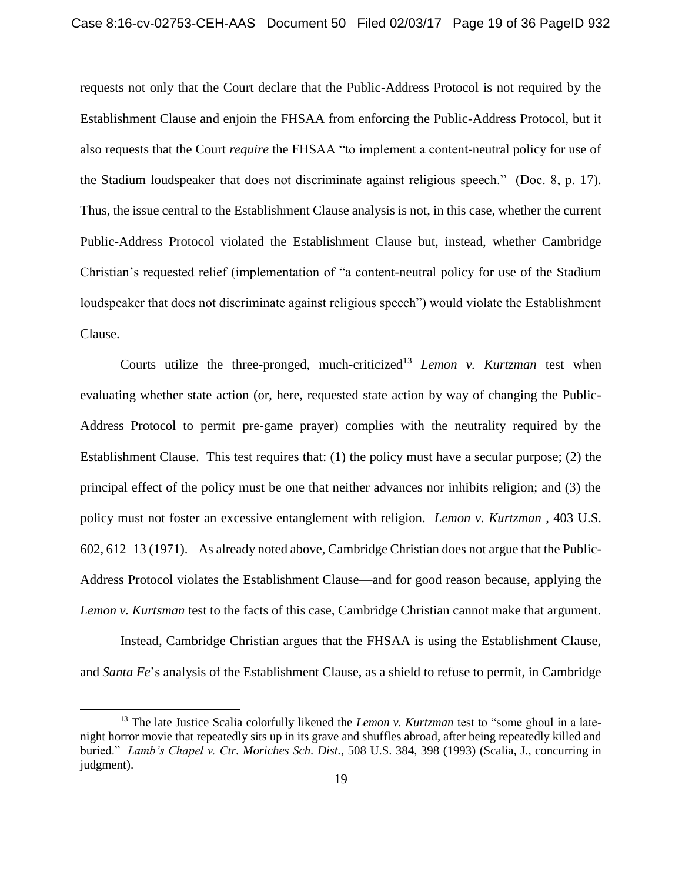requests not only that the Court declare that the Public-Address Protocol is not required by the Establishment Clause and enjoin the FHSAA from enforcing the Public-Address Protocol, but it also requests that the Court *require* the FHSAA "to implement a content-neutral policy for use of the Stadium loudspeaker that does not discriminate against religious speech." (Doc. 8, p. 17). Thus, the issue central to the Establishment Clause analysis is not, in this case, whether the current Public-Address Protocol violated the Establishment Clause but, instead, whether Cambridge Christian's requested relief (implementation of "a content-neutral policy for use of the Stadium loudspeaker that does not discriminate against religious speech") would violate the Establishment Clause.

Courts utilize the three-pronged, much-criticized[13] *Lemon v. Kurtzman* test when evaluating whether state action (or, here, requested state action by way of changing the Public-Address Protocol to permit pre-game prayer) complies with the neutrality required by the Establishment Clause. This test requires that: (1) the policy must have a secular purpose; (2) the principal effect of the policy must be one that neither advances nor inhibits religion; and (3) the policy must not foster an excessive entanglement with religion. *Lemon v. Kurtzman* , 403 U.S. 602, 612–13 (1971). As already noted above, Cambridge Christian does not argue that the Public-Address Protocol violates the Establishment Clause—and for good reason because, applying the *Lemon v. Kurtsman* test to the facts of this case, Cambridge Christian cannot make that argument.

Instead, Cambridge Christian argues that the FHSAA is using the Establishment Clause, and *Santa Fe*'s analysis of the Establishment Clause, as a shield to refuse to permit, in Cambridge

[13] The late Justice Scalia colorfully likened the *Lemon v. Kurtzman* test to "some ghoul in a late-night horror movie that repeatedly sits up in its grave and shuffles abroad, after being repeatedly killed and buried." *Lamb's Chapel v. Ctr. Moriches Sch. Dist.*, 508 U.S. 384, 398 (1993) (Scalia, J., concurring in judgment).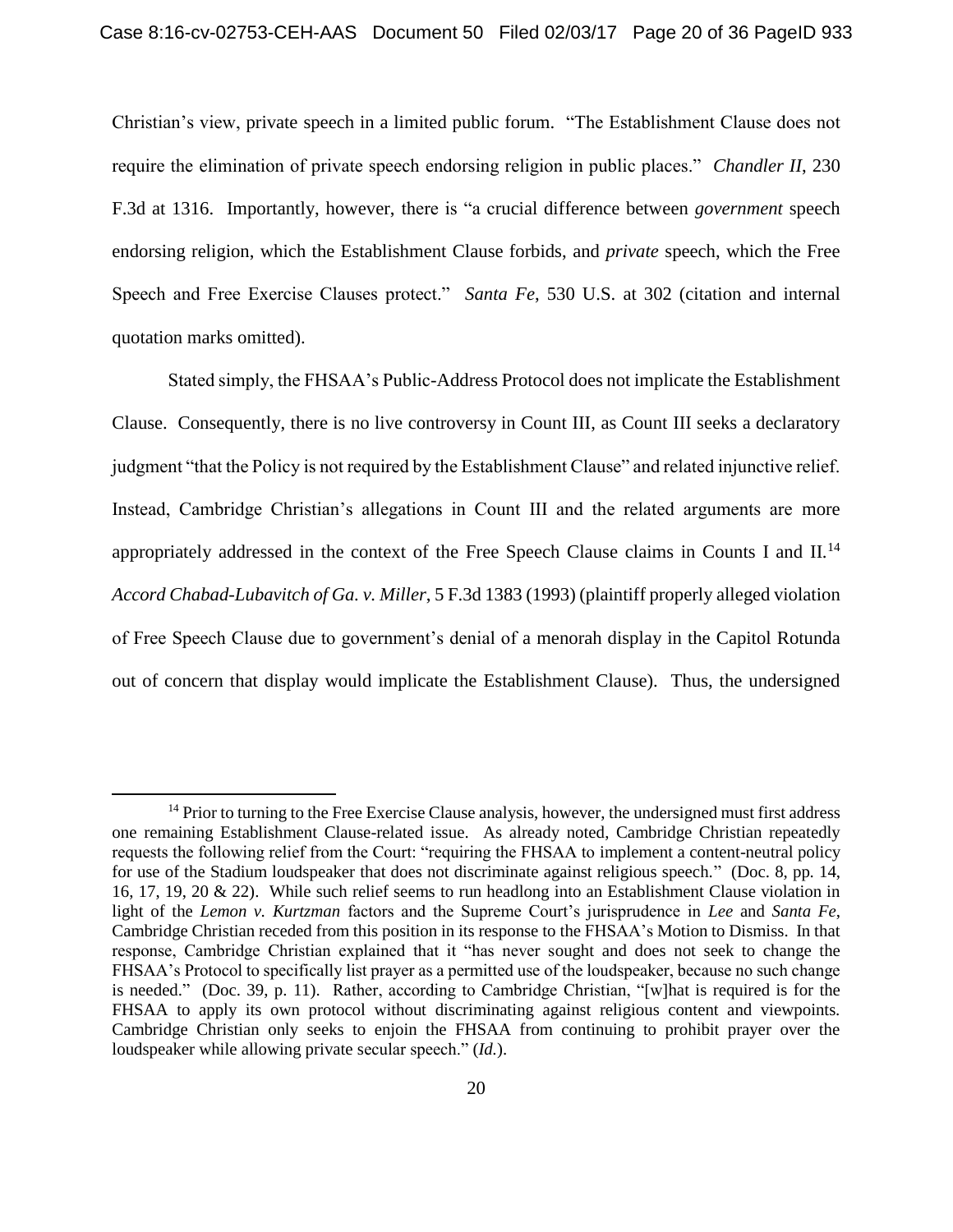Christian's view, private speech in a limited public forum. "The Establishment Clause does not require the elimination of private speech endorsing religion in public places." *Chandler II*, 230 F.3d at 1316. Importantly, however, there is "a crucial difference between *government* speech endorsing religion, which the Establishment Clause forbids, and *private* speech, which the Free Speech and Free Exercise Clauses protect." *Santa Fe*, 530 U.S. at 302 (citation and internal quotation marks omitted).

Stated simply, the FHSAA's Public-Address Protocol does not implicate the Establishment Clause. Consequently, there is no live controversy in Count III, as Count III seeks a declaratory judgment "that the Policy is not required by the Establishment Clause" and related injunctive relief. Instead, Cambridge Christian's allegations in Count III and the related arguments are more appropriately addressed in the context of the Free Speech Clause claims in Counts I and II.[14] *Accord Chabad-Lubavitch of Ga. v. Miller*, 5 F.3d 1383 (1993) (plaintiff properly alleged violation of Free Speech Clause due to government's denial of a menorah display in the Capitol Rotunda out of concern that display would implicate the Establishment Clause). Thus, the undersigned

---

[14] Prior to turning to the Free Exercise Clause analysis, however, the undersigned must first address one remaining Establishment Clause-related issue. As already noted, Cambridge Christian repeatedly requests the following relief from the Court: "requiring the FHSAA to implement a content-neutral policy for use of the Stadium loudspeaker that does not discriminate against religious speech." (Doc. 8, pp. 14, 16, 17, 19, 20 & 22). While such relief seems to run headlong into an Establishment Clause violation in light of the *Lemon v. Kurtzman* factors and the Supreme Court's jurisprudence in *Lee* and *Santa Fe*, Cambridge Christian receded from this position in its response to the FHSAA's Motion to Dismiss. In that response, Cambridge Christian explained that it "has never sought and does not seek to change the FHSAA's Protocol to specifically list prayer as a permitted use of the loudspeaker, because no such change is needed." (Doc. 39, p. 11). Rather, according to Cambridge Christian, "[w]hat is required is for the FHSAA to apply its own protocol without discriminating against religious content and viewpoints. Cambridge Christian only seeks to enjoin the FHSAA from continuing to prohibit prayer over the loudspeaker while allowing private secular speech." (*Id.*).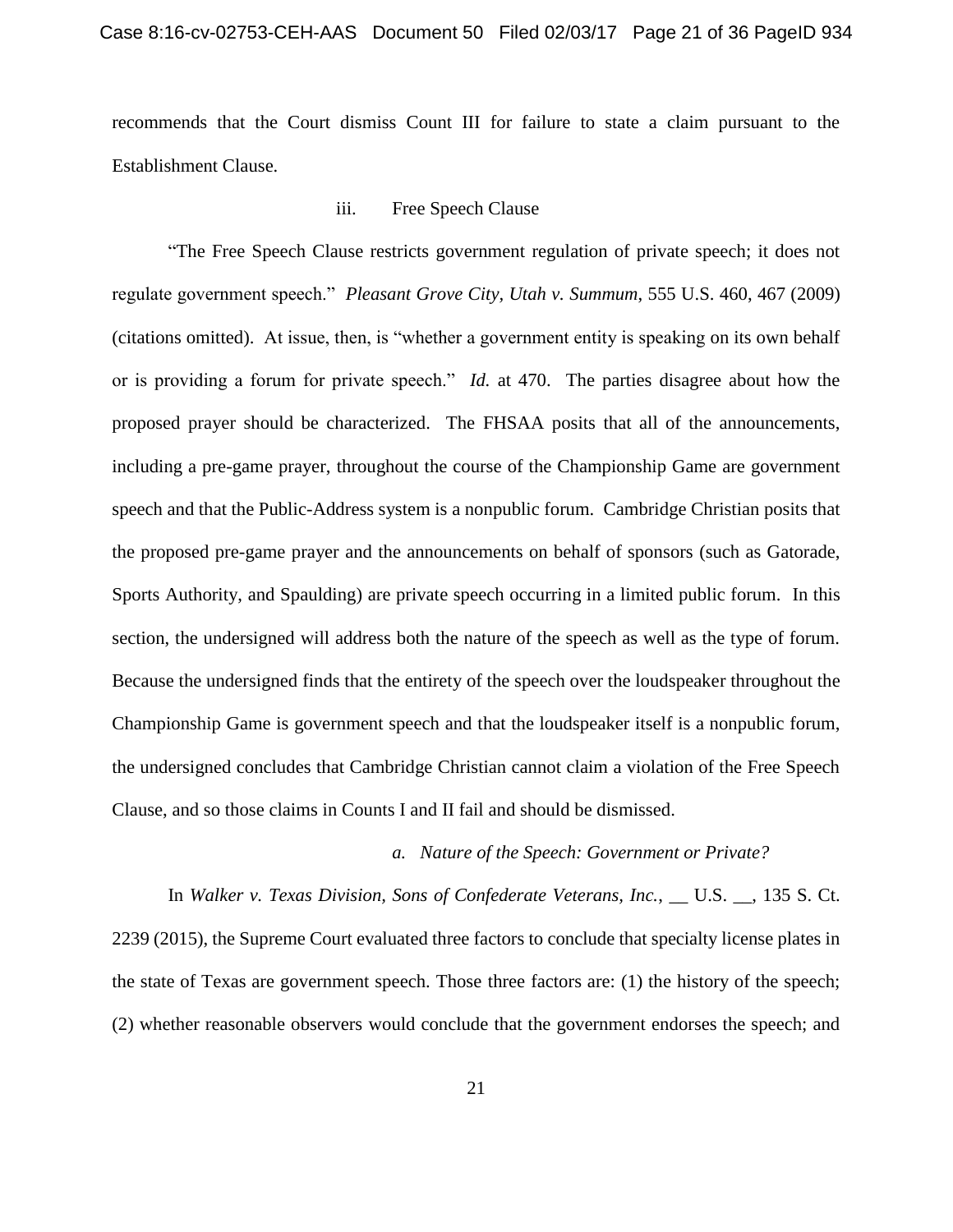recommends that the Court dismiss Count III for failure to state a claim pursuant to the Establishment Clause.

iii. Free Speech Clause

"The Free Speech Clause restricts government regulation of private speech; it does not regulate government speech." *Pleasant Grove City, Utah v. Summum*, 555 U.S. 460, 467 (2009) (citations omitted). At issue, then, is "whether a government entity is speaking on its own behalf or is providing a forum for private speech." *Id.* at 470. The parties disagree about how the proposed prayer should be characterized. The FHSAA posits that all of the announcements, including a pre-game prayer, throughout the course of the Championship Game are government speech and that the Public-Address system is a nonpublic forum. Cambridge Christian posits that the proposed pre-game prayer and the announcements on behalf of sponsors (such as Gatorade, Sports Authority, and Spaulding) are private speech occurring in a limited public forum. In this section, the undersigned will address both the nature of the speech as well as the type of forum. Because the undersigned finds that the entirety of the speech over the loudspeaker throughout the Championship Game is government speech and that the loudspeaker itself is a nonpublic forum, the undersigned concludes that Cambridge Christian cannot claim a violation of the Free Speech Clause, and so those claims in Counts I and II fail and should be dismissed.

*a. Nature of the Speech: Government or Private?*

In *Walker v. Texas Division, Sons of Confederate Veterans, Inc.*, __ U.S. __, 135 S. Ct. 2239 (2015), the Supreme Court evaluated three factors to conclude that specialty license plates in the state of Texas are government speech. Those three factors are: (1) the history of the speech; (2) whether reasonable observers would conclude that the government endorses the speech; and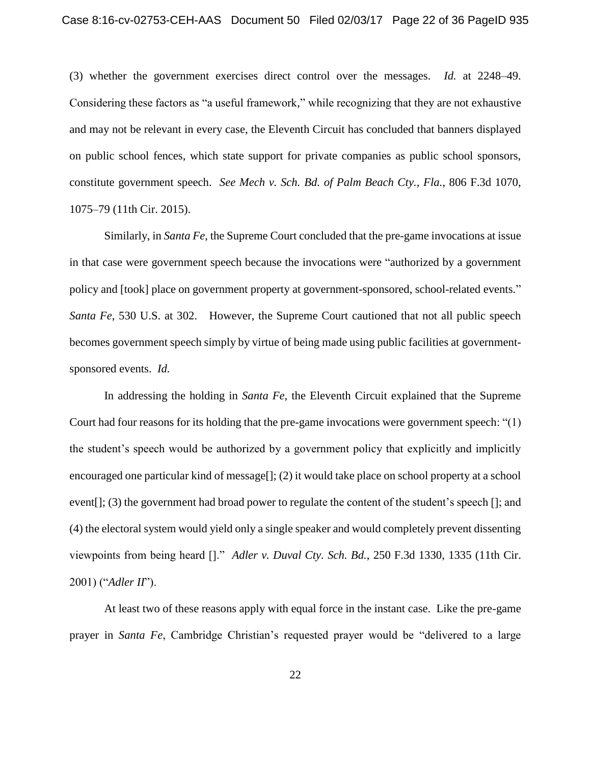(3) whether the government exercises direct control over the messages. *Id.* at 2248–49. Considering these factors as "a useful framework," while recognizing that they are not exhaustive and may not be relevant in every case, the Eleventh Circuit has concluded that banners displayed on public school fences, which state support for private companies as public school sponsors, constitute government speech. *See Mech v. Sch. Bd. of Palm Beach Cty., Fla.*, 806 F.3d 1070, 1075–79 (11th Cir. 2015).

Similarly, in *Santa Fe*, the Supreme Court concluded that the pre-game invocations at issue in that case were government speech because the invocations were "authorized by a government policy and [took] place on government property at government-sponsored, school-related events." *Santa Fe*, 530 U.S. at 302. However, the Supreme Court cautioned that not all public speech becomes government speech simply by virtue of being made using public facilities at government-sponsored events. *Id.*

In addressing the holding in *Santa Fe*, the Eleventh Circuit explained that the Supreme Court had four reasons for its holding that the pre-game invocations were government speech: "(1) the student's speech would be authorized by a government policy that explicitly and implicitly encouraged one particular kind of message[]; (2) it would take place on school property at a school event[]; (3) the government had broad power to regulate the content of the student's speech []; and (4) the electoral system would yield only a single speaker and would completely prevent dissenting viewpoints from being heard []." *Adler v. Duval Cty. Sch. Bd.*, 250 F.3d 1330, 1335 (11th Cir. 2001) ("*Adler II*").

At least two of these reasons apply with equal force in the instant case. Like the pre-game prayer in *Santa Fe*, Cambridge Christian's requested prayer would be "delivered to a large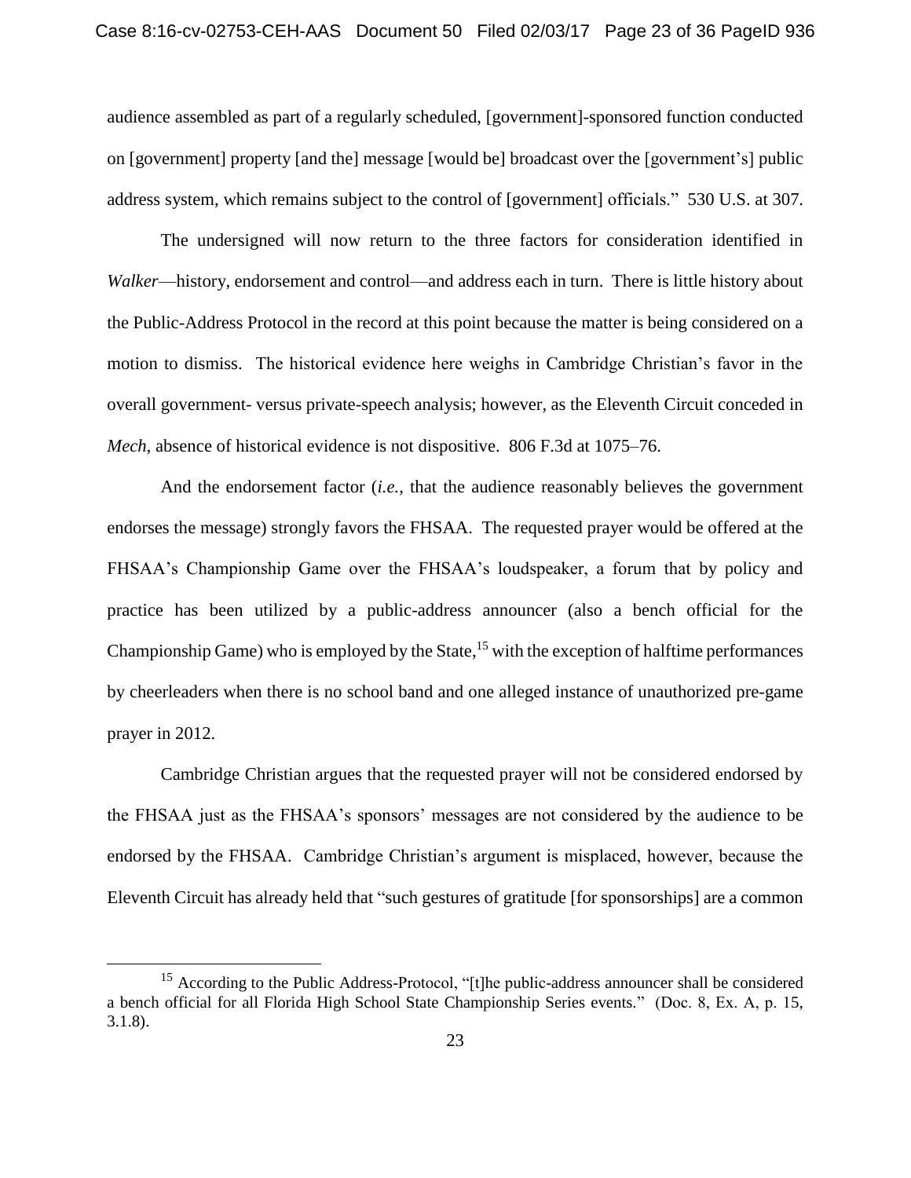audience assembled as part of a regularly scheduled, [government]-sponsored function conducted on [government] property [and the] message [would be] broadcast over the [government's] public address system, which remains subject to the control of [government] officials." 530 U.S. at 307.

The undersigned will now return to the three factors for consideration identified in *Walker*—history, endorsement and control—and address each in turn. There is little history about the Public-Address Protocol in the record at this point because the matter is being considered on a motion to dismiss. The historical evidence here weighs in Cambridge Christian's favor in the overall government- versus private-speech analysis; however, as the Eleventh Circuit conceded in *Mech*, absence of historical evidence is not dispositive. 806 F.3d at 1075–76.

And the endorsement factor (*i.e.*, that the audience reasonably believes the government endorses the message) strongly favors the FHSAA. The requested prayer would be offered at the FHSAA's Championship Game over the FHSAA's loudspeaker, a forum that by policy and practice has been utilized by a public-address announcer (also a bench official for the Championship Game) who is employed by the State,[15] with the exception of halftime performances by cheerleaders when there is no school band and one alleged instance of unauthorized pre-game prayer in 2012.

Cambridge Christian argues that the requested prayer will not be considered endorsed by the FHSAA just as the FHSAA's sponsors' messages are not considered by the audience to be endorsed by the FHSAA. Cambridge Christian's argument is misplaced, however, because the Eleventh Circuit has already held that "such gestures of gratitude [for sponsorships] are a common

[15] According to the Public Address-Protocol, "[t]he public-address announcer shall be considered a bench official for all Florida High School State Championship Series events." (Doc. 8, Ex. A, p. 15, 3.1.8).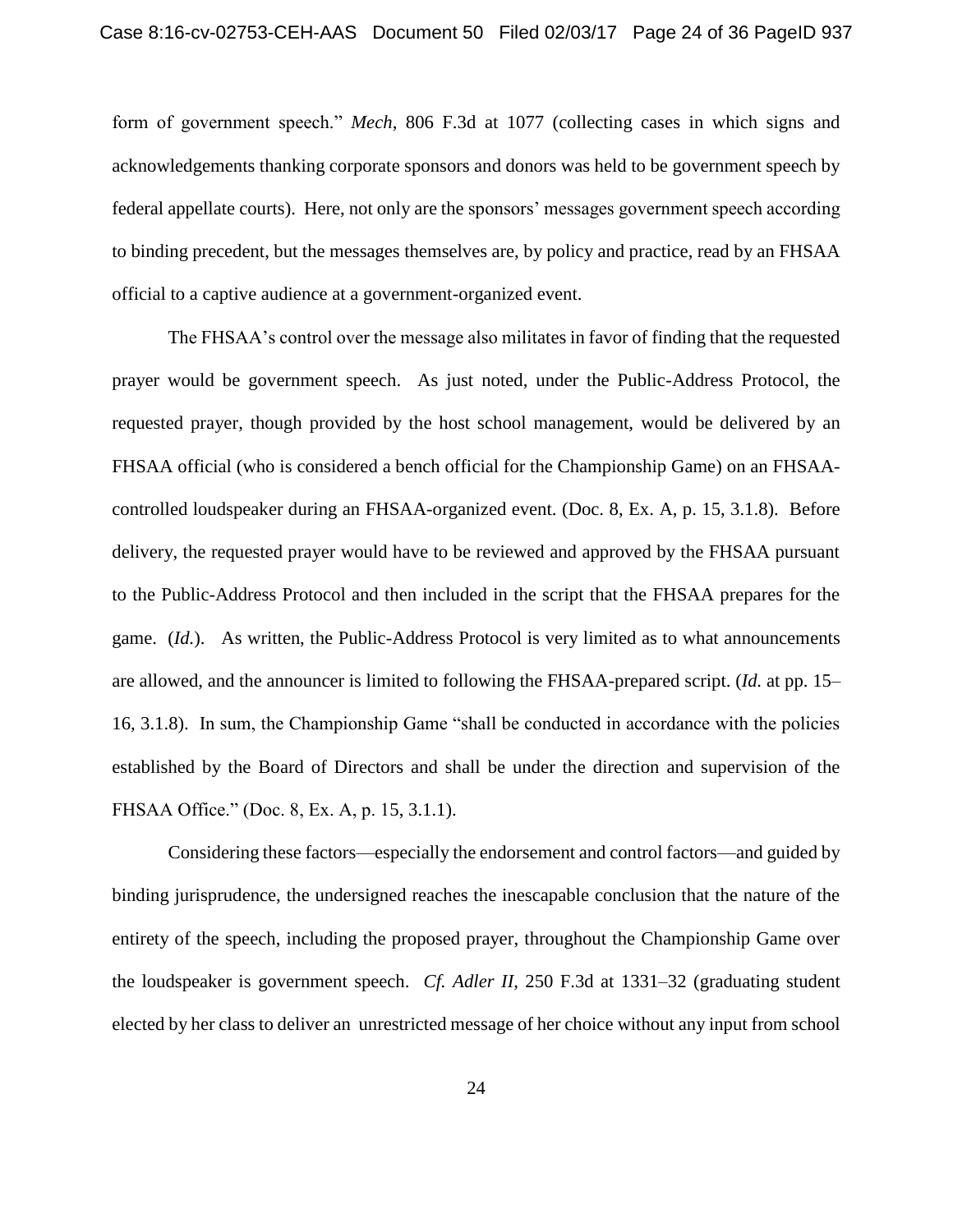form of government speech." *Mech*, 806 F.3d at 1077 (collecting cases in which signs and acknowledgements thanking corporate sponsors and donors was held to be government speech by federal appellate courts). Here, not only are the sponsors' messages government speech according to binding precedent, but the messages themselves are, by policy and practice, read by an FHSAA official to a captive audience at a government-organized event.

The FHSAA's control over the message also militates in favor of finding that the requested prayer would be government speech. As just noted, under the Public-Address Protocol, the requested prayer, though provided by the host school management, would be delivered by an FHSAA official (who is considered a bench official for the Championship Game) on an FHSAA-controlled loudspeaker during an FHSAA-organized event. (Doc. 8, Ex. A, p. 15, 3.1.8). Before delivery, the requested prayer would have to be reviewed and approved by the FHSAA pursuant to the Public-Address Protocol and then included in the script that the FHSAA prepares for the game. (*Id.*). As written, the Public-Address Protocol is very limited as to what announcements are allowed, and the announcer is limited to following the FHSAA-prepared script. (*Id.* at pp. 15–16, 3.1.8). In sum, the Championship Game "shall be conducted in accordance with the policies established by the Board of Directors and shall be under the direction and supervision of the FHSAA Office." (Doc. 8, Ex. A, p. 15, 3.1.1).

Considering these factors—especially the endorsement and control factors—and guided by binding jurisprudence, the undersigned reaches the inescapable conclusion that the nature of the entirety of the speech, including the proposed prayer, throughout the Championship Game over the loudspeaker is government speech. *Cf. Adler II*, 250 F.3d at 1331–32 (graduating student elected by her class to deliver an unrestricted message of her choice without any input from school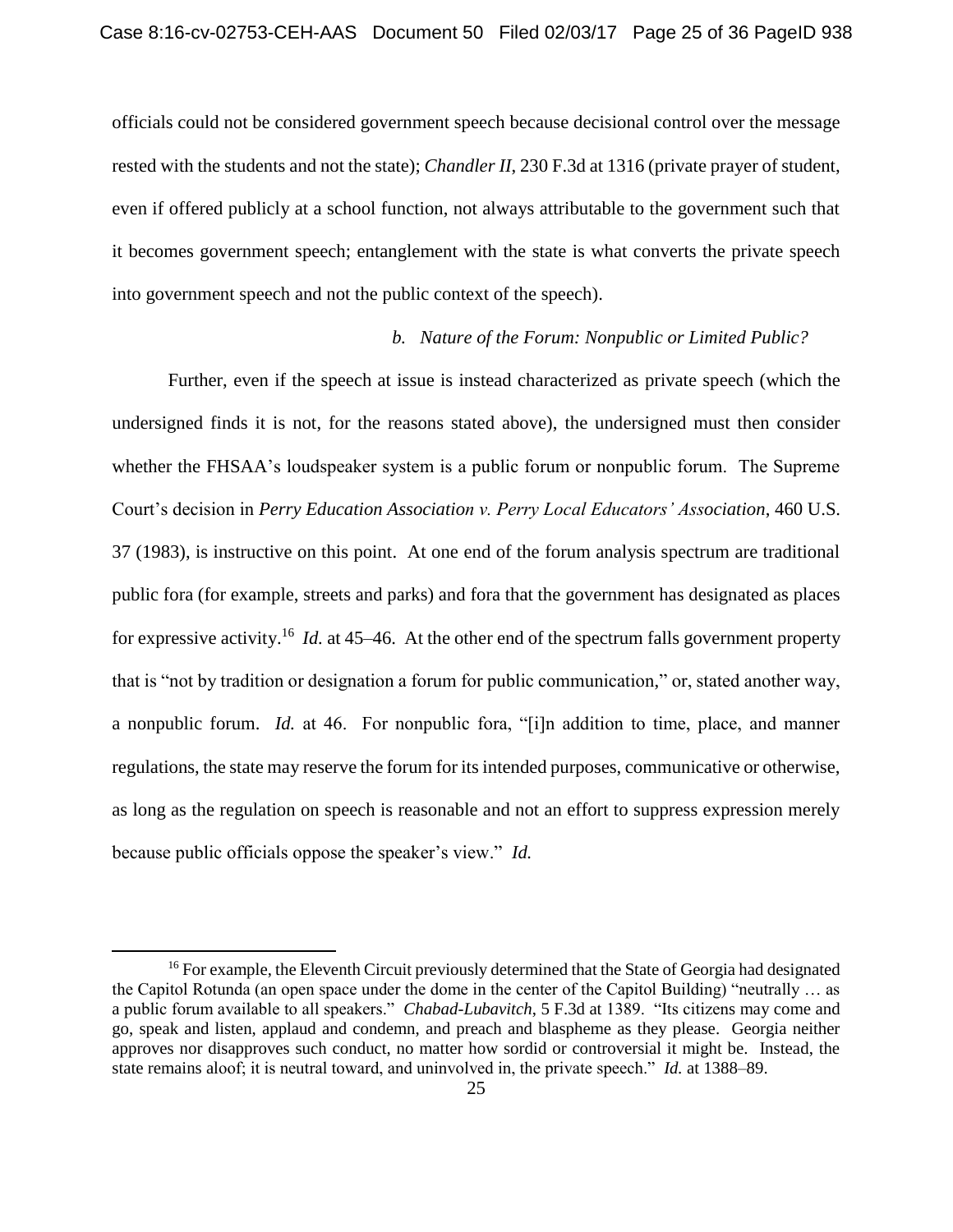officials could not be considered government speech because decisional control over the message rested with the students and not the state); *Chandler II*, 230 F.3d at 1316 (private prayer of student, even if offered publicly at a school function, not always attributable to the government such that it becomes government speech; entanglement with the state is what converts the private speech into government speech and not the public context of the speech).

*b. Nature of the Forum: Nonpublic or Limited Public?*

Further, even if the speech at issue is instead characterized as private speech (which the undersigned finds it is not, for the reasons stated above), the undersigned must then consider whether the FHSAA's loudspeaker system is a public forum or nonpublic forum. The Supreme Court's decision in *Perry Education Association v. Perry Local Educators' Association*, 460 U.S. 37 (1983), is instructive on this point. At one end of the forum analysis spectrum are traditional public fora (for example, streets and parks) and fora that the government has designated as places for expressive activity.[16] *Id.* at 45–46. At the other end of the spectrum falls government property that is "not by tradition or designation a forum for public communication," or, stated another way, a nonpublic forum. *Id.* at 46. For nonpublic fora, "[i]n addition to time, place, and manner regulations, the state may reserve the forum for its intended purposes, communicative or otherwise, as long as the regulation on speech is reasonable and not an effort to suppress expression merely because public officials oppose the speaker's view." *Id.*

[16] For example, the Eleventh Circuit previously determined that the State of Georgia had designated the Capitol Rotunda (an open space under the dome in the center of the Capitol Building) "neutrally … as a public forum available to all speakers." *Chabad-Lubavitch*, 5 F.3d at 1389. "Its citizens may come and go, speak and listen, applaud and condemn, and preach and blaspheme as they please. Georgia neither approves nor disapproves such conduct, no matter how sordid or controversial it might be. Instead, the state remains aloof; it is neutral toward, and uninvolved in, the private speech." *Id.* at 1388–89.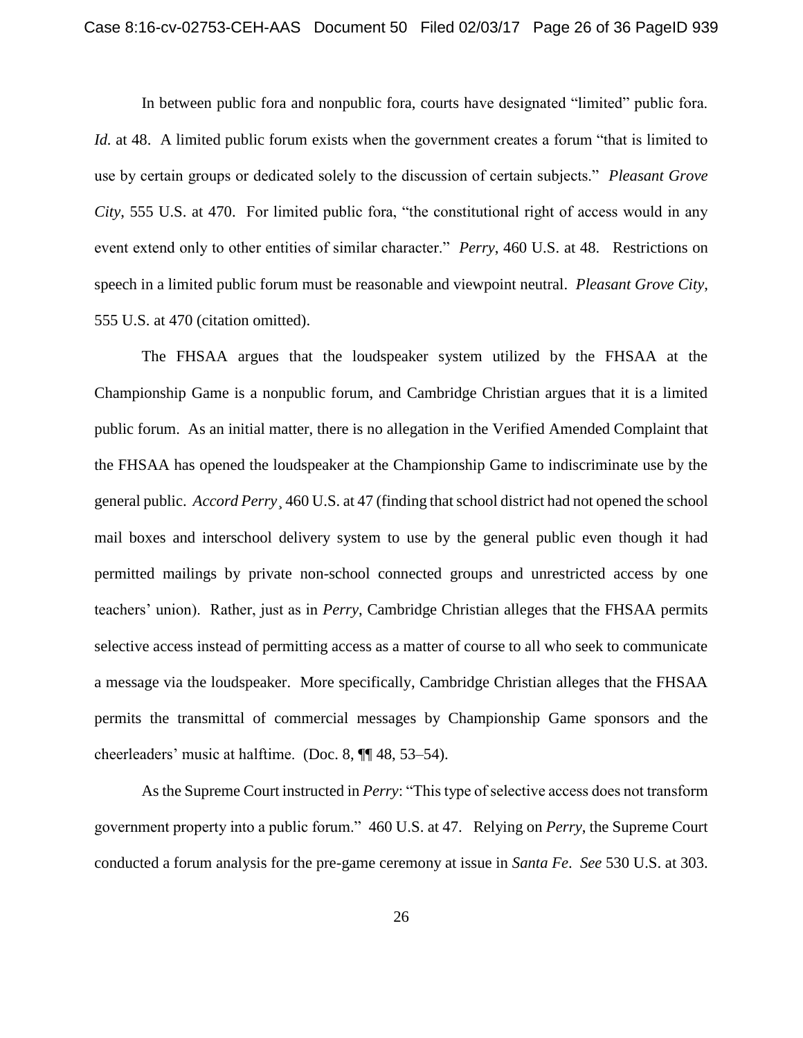In between public fora and nonpublic fora, courts have designated "limited" public fora. *Id.* at 48. A limited public forum exists when the government creates a forum "that is limited to use by certain groups or dedicated solely to the discussion of certain subjects." *Pleasant Grove City*, 555 U.S. at 470. For limited public fora, "the constitutional right of access would in any event extend only to other entities of similar character." *Perry*, 460 U.S. at 48. Restrictions on speech in a limited public forum must be reasonable and viewpoint neutral. *Pleasant Grove City*, 555 U.S. at 470 (citation omitted).

The FHSAA argues that the loudspeaker system utilized by the FHSAA at the Championship Game is a nonpublic forum, and Cambridge Christian argues that it is a limited public forum. As an initial matter, there is no allegation in the Verified Amended Complaint that the FHSAA has opened the loudspeaker at the Championship Game to indiscriminate use by the general public. *Accord Perry*¸ 460 U.S. at 47 (finding that school district had not opened the school mail boxes and interschool delivery system to use by the general public even though it had permitted mailings by private non-school connected groups and unrestricted access by one teachers' union). Rather, just as in *Perry*, Cambridge Christian alleges that the FHSAA permits selective access instead of permitting access as a matter of course to all who seek to communicate a message via the loudspeaker. More specifically, Cambridge Christian alleges that the FHSAA permits the transmittal of commercial messages by Championship Game sponsors and the cheerleaders' music at halftime. (Doc. 8, ¶¶ 48, 53–54).

As the Supreme Court instructed in *Perry*: "This type of selective access does not transform government property into a public forum." 460 U.S. at 47. Relying on *Perry*, the Supreme Court conducted a forum analysis for the pre-game ceremony at issue in *Santa Fe*. *See* 530 U.S. at 303.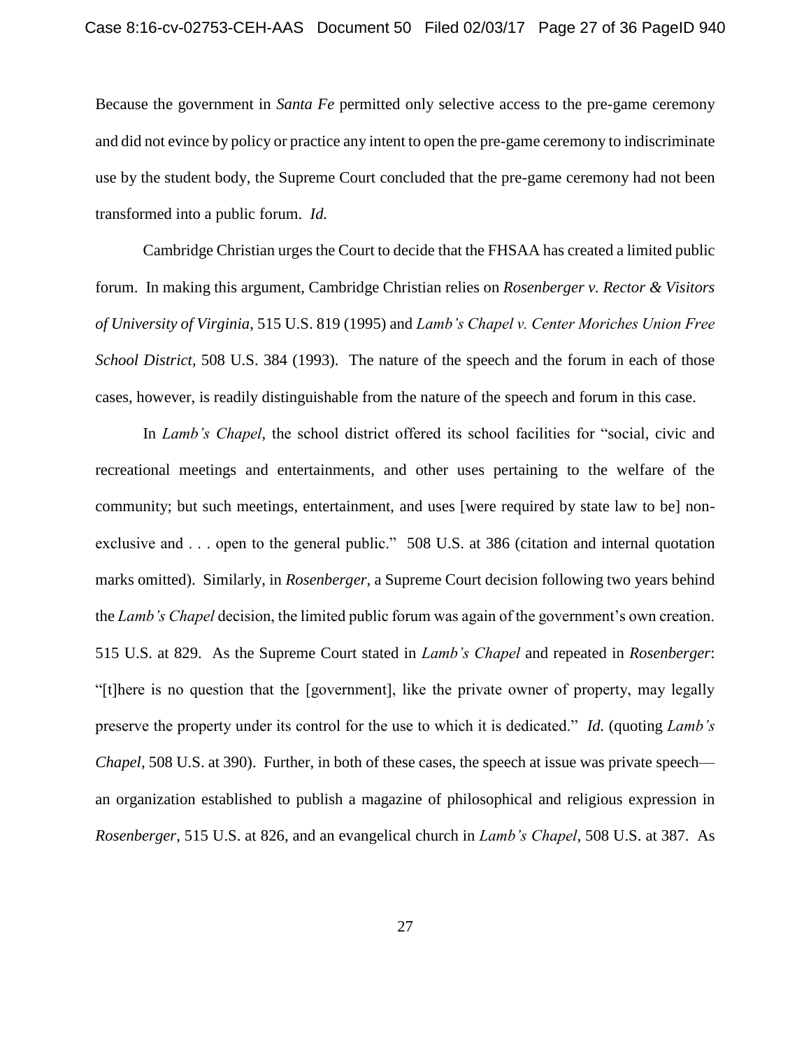Because the government in *Santa Fe* permitted only selective access to the pre-game ceremony and did not evince by policy or practice any intent to open the pre-game ceremony to indiscriminate use by the student body, the Supreme Court concluded that the pre-game ceremony had not been transformed into a public forum. *Id.*

Cambridge Christian urges the Court to decide that the FHSAA has created a limited public forum. In making this argument, Cambridge Christian relies on *Rosenberger v. Rector & Visitors of University of Virginia*, 515 U.S. 819 (1995) and *Lamb's Chapel v. Center Moriches Union Free School District*, 508 U.S. 384 (1993). The nature of the speech and the forum in each of those cases, however, is readily distinguishable from the nature of the speech and forum in this case.

In *Lamb's Chapel*, the school district offered its school facilities for "social, civic and recreational meetings and entertainments, and other uses pertaining to the welfare of the community; but such meetings, entertainment, and uses [were required by state law to be] non-exclusive and . . . open to the general public." 508 U.S. at 386 (citation and internal quotation marks omitted). Similarly, in *Rosenberger*, a Supreme Court decision following two years behind the *Lamb's Chapel* decision, the limited public forum was again of the government's own creation. 515 U.S. at 829. As the Supreme Court stated in *Lamb's Chapel* and repeated in *Rosenberger*: "[t]here is no question that the [government], like the private owner of property, may legally preserve the property under its control for the use to which it is dedicated." *Id.* (quoting *Lamb's Chapel*, 508 U.S. at 390). Further, in both of these cases, the speech at issue was private speech—an organization established to publish a magazine of philosophical and religious expression in *Rosenberger*, 515 U.S. at 826, and an evangelical church in *Lamb's Chapel*, 508 U.S. at 387. As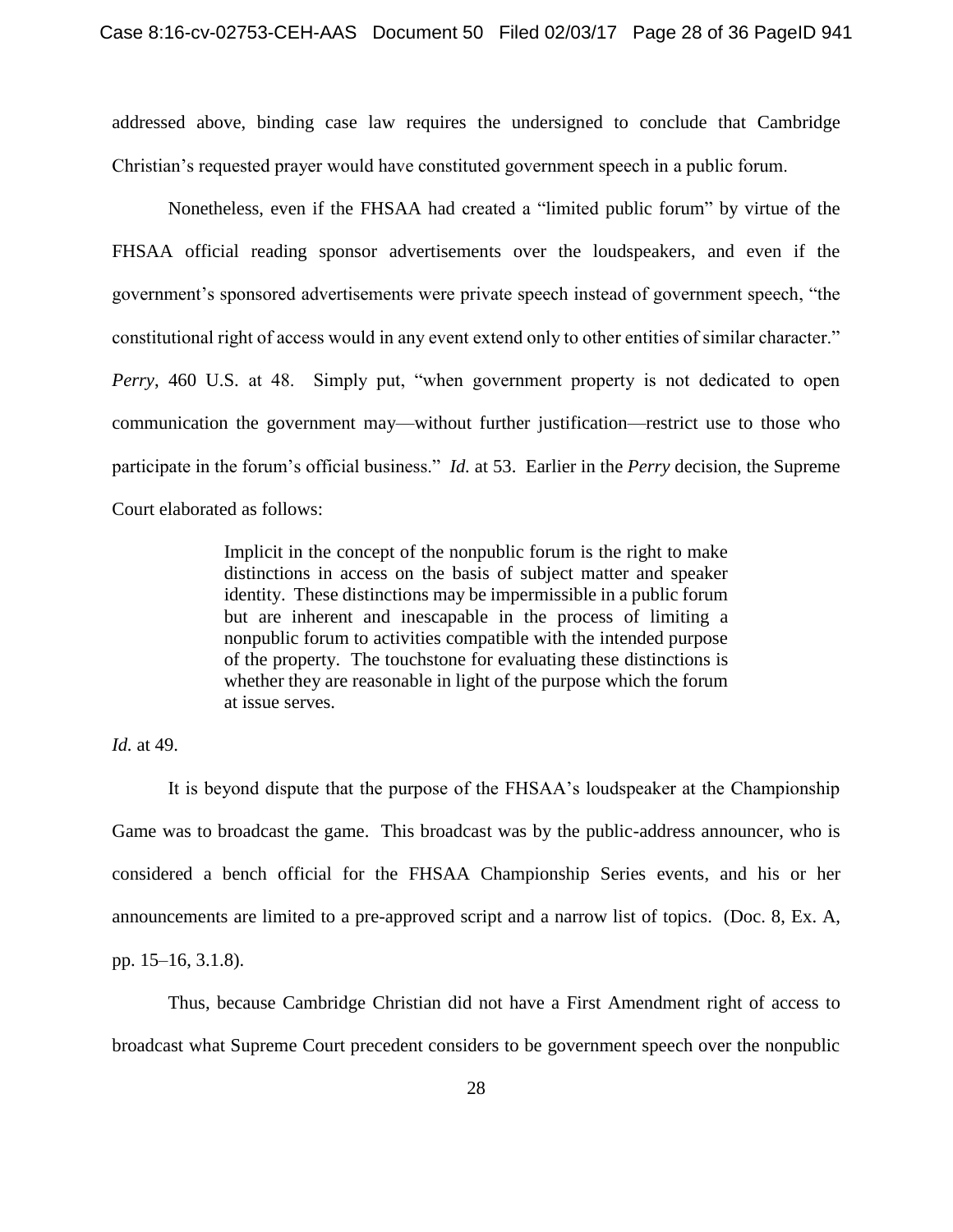addressed above, binding case law requires the undersigned to conclude that Cambridge Christian's requested prayer would have constituted government speech in a public forum.

Nonetheless, even if the FHSAA had created a "limited public forum" by virtue of the FHSAA official reading sponsor advertisements over the loudspeakers, and even if the government's sponsored advertisements were private speech instead of government speech, "the constitutional right of access would in any event extend only to other entities of similar character." *Perry*, 460 U.S. at 48. Simply put, "when government property is not dedicated to open communication the government may—without further justification—restrict use to those who participate in the forum's official business." *Id.* at 53. Earlier in the *Perry* decision, the Supreme Court elaborated as follows:

> Implicit in the concept of the nonpublic forum is the right to make distinctions in access on the basis of subject matter and speaker identity. These distinctions may be impermissible in a public forum but are inherent and inescapable in the process of limiting a nonpublic forum to activities compatible with the intended purpose of the property. The touchstone for evaluating these distinctions is whether they are reasonable in light of the purpose which the forum at issue serves.

*Id.* at 49.

It is beyond dispute that the purpose of the FHSAA's loudspeaker at the Championship Game was to broadcast the game. This broadcast was by the public-address announcer, who is considered a bench official for the FHSAA Championship Series events, and his or her announcements are limited to a pre-approved script and a narrow list of topics. (Doc. 8, Ex. A, pp. 15–16, 3.1.8).

Thus, because Cambridge Christian did not have a First Amendment right of access to broadcast what Supreme Court precedent considers to be government speech over the nonpublic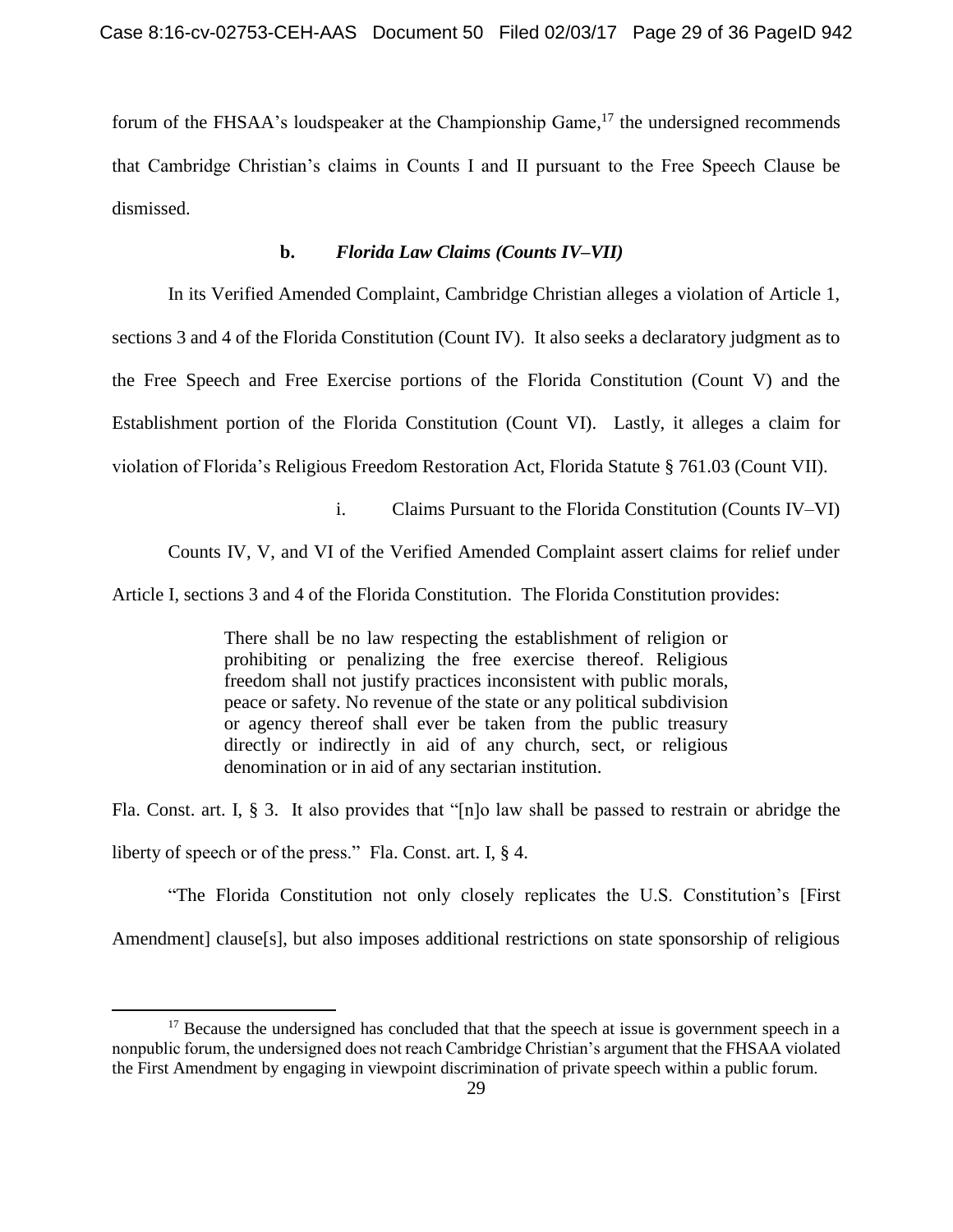forum of the FHSAA's loudspeaker at the Championship Game,[17] the undersigned recommends that Cambridge Christian's claims in Counts I and II pursuant to the Free Speech Clause be dismissed.

#### b. *Florida Law Claims (Counts IV–VII)*

In its Verified Amended Complaint, Cambridge Christian alleges a violation of Article 1, sections 3 and 4 of the Florida Constitution (Count IV). It also seeks a declaratory judgment as to the Free Speech and Free Exercise portions of the Florida Constitution (Count V) and the Establishment portion of the Florida Constitution (Count VI). Lastly, it alleges a claim for violation of Florida's Religious Freedom Restoration Act, Florida Statute § 761.03 (Count VII).

##### i. Claims Pursuant to the Florida Constitution (Counts IV–VI)

Counts IV, V, and VI of the Verified Amended Complaint assert claims for relief under Article I, sections 3 and 4 of the Florida Constitution. The Florida Constitution provides:

> There shall be no law respecting the establishment of religion or prohibiting or penalizing the free exercise thereof. Religious freedom shall not justify practices inconsistent with public morals, peace or safety. No revenue of the state or any political subdivision or agency thereof shall ever be taken from the public treasury directly or indirectly in aid of any church, sect, or religious denomination or in aid of any sectarian institution.

Fla. Const. art. I, § 3. It also provides that "[n]o law shall be passed to restrain or abridge the liberty of speech or of the press." Fla. Const. art. I, § 4.

"The Florida Constitution not only closely replicates the U.S. Constitution's [First Amendment] clause[s], but also imposes additional restrictions on state sponsorship of religious

---

[17] Because the undersigned has concluded that that the speech at issue is government speech in a nonpublic forum, the undersigned does not reach Cambridge Christian's argument that the FHSAA violated the First Amendment by engaging in viewpoint discrimination of private speech within a public forum.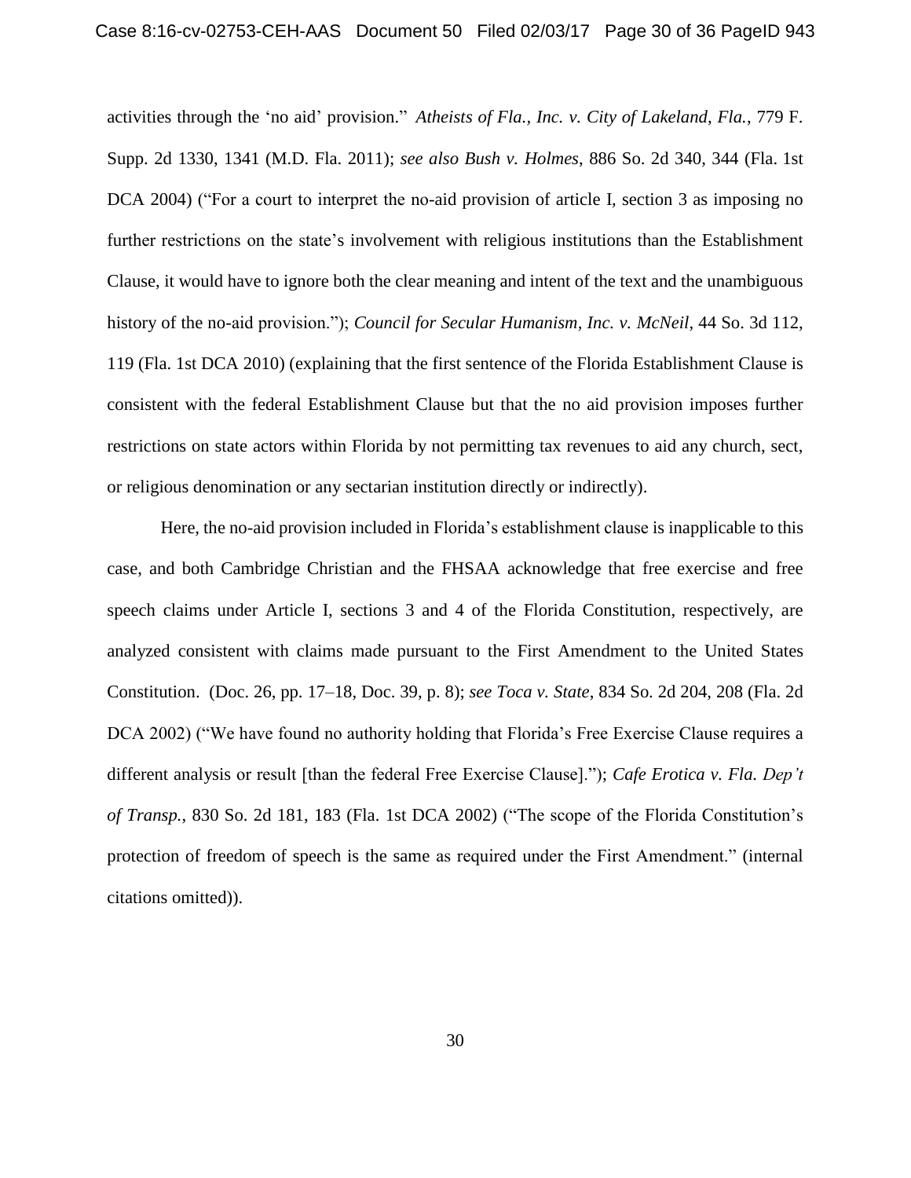activities through the 'no aid' provision." *Atheists of Fla., Inc. v. City of Lakeland, Fla.*, 779 F. Supp. 2d 1330, 1341 (M.D. Fla. 2011); *see also Bush v. Holmes*, 886 So. 2d 340, 344 (Fla. 1st DCA 2004) ("For a court to interpret the no-aid provision of article I, section 3 as imposing no further restrictions on the state's involvement with religious institutions than the Establishment Clause, it would have to ignore both the clear meaning and intent of the text and the unambiguous history of the no-aid provision."); *Council for Secular Humanism, Inc. v. McNeil*, 44 So. 3d 112, 119 (Fla. 1st DCA 2010) (explaining that the first sentence of the Florida Establishment Clause is consistent with the federal Establishment Clause but that the no aid provision imposes further restrictions on state actors within Florida by not permitting tax revenues to aid any church, sect, or religious denomination or any sectarian institution directly or indirectly).

Here, the no-aid provision included in Florida's establishment clause is inapplicable to this case, and both Cambridge Christian and the FHSAA acknowledge that free exercise and free speech claims under Article I, sections 3 and 4 of the Florida Constitution, respectively, are analyzed consistent with claims made pursuant to the First Amendment to the United States Constitution. (Doc. 26, pp. 17–18, Doc. 39, p. 8); *see Toca v. State*, 834 So. 2d 204, 208 (Fla. 2d DCA 2002) ("We have found no authority holding that Florida's Free Exercise Clause requires a different analysis or result [than the federal Free Exercise Clause]."); *Cafe Erotica v. Fla. Dep't of Transp.*, 830 So. 2d 181, 183 (Fla. 1st DCA 2002) ("The scope of the Florida Constitution's protection of freedom of speech is the same as required under the First Amendment." (internal citations omitted)).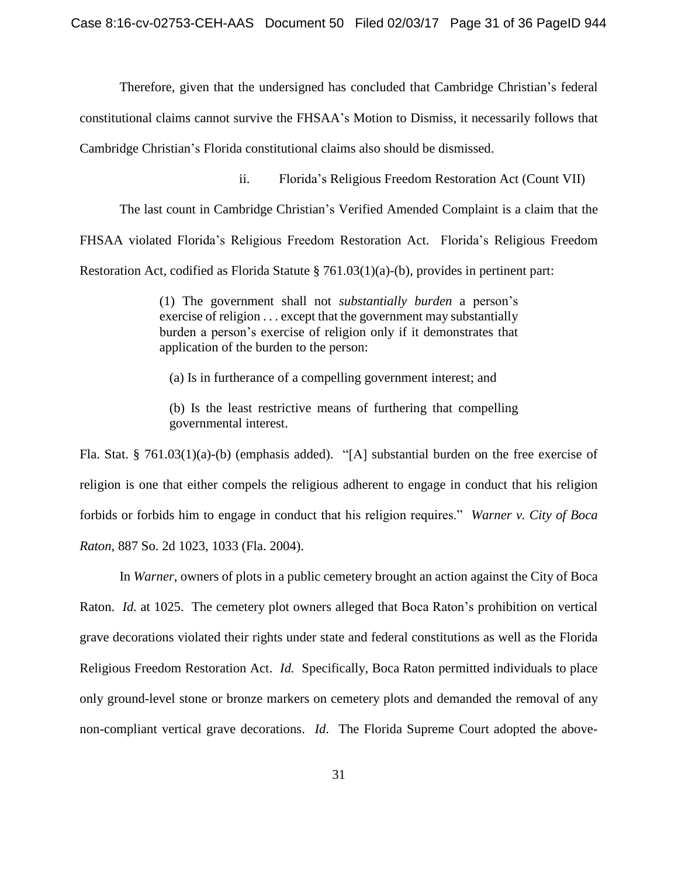Therefore, given that the undersigned has concluded that Cambridge Christian's federal constitutional claims cannot survive the FHSAA's Motion to Dismiss, it necessarily follows that Cambridge Christian's Florida constitutional claims also should be dismissed.

ii. Florida's Religious Freedom Restoration Act (Count VII)

The last count in Cambridge Christian's Verified Amended Complaint is a claim that the FHSAA violated Florida's Religious Freedom Restoration Act. Florida's Religious Freedom Restoration Act, codified as Florida Statute § 761.03(1)(a)-(b), provides in pertinent part:

> (1) The government shall not *substantially burden* a person's exercise of religion . . . except that the government may substantially burden a person's exercise of religion only if it demonstrates that application of the burden to the person:
>
> (a) Is in furtherance of a compelling government interest; and
>
> (b) Is the least restrictive means of furthering that compelling governmental interest.

Fla. Stat. § 761.03(1)(a)-(b) (emphasis added). "[A] substantial burden on the free exercise of religion is one that either compels the religious adherent to engage in conduct that his religion forbids or forbids him to engage in conduct that his religion requires." *Warner v. City of Boca Raton*, 887 So. 2d 1023, 1033 (Fla. 2004).

In *Warner*, owners of plots in a public cemetery brought an action against the City of Boca Raton. *Id.* at 1025. The cemetery plot owners alleged that Boca Raton's prohibition on vertical grave decorations violated their rights under state and federal constitutions as well as the Florida Religious Freedom Restoration Act. *Id.* Specifically, Boca Raton permitted individuals to place only ground-level stone or bronze markers on cemetery plots and demanded the removal of any non-compliant vertical grave decorations. *Id*. The Florida Supreme Court adopted the above-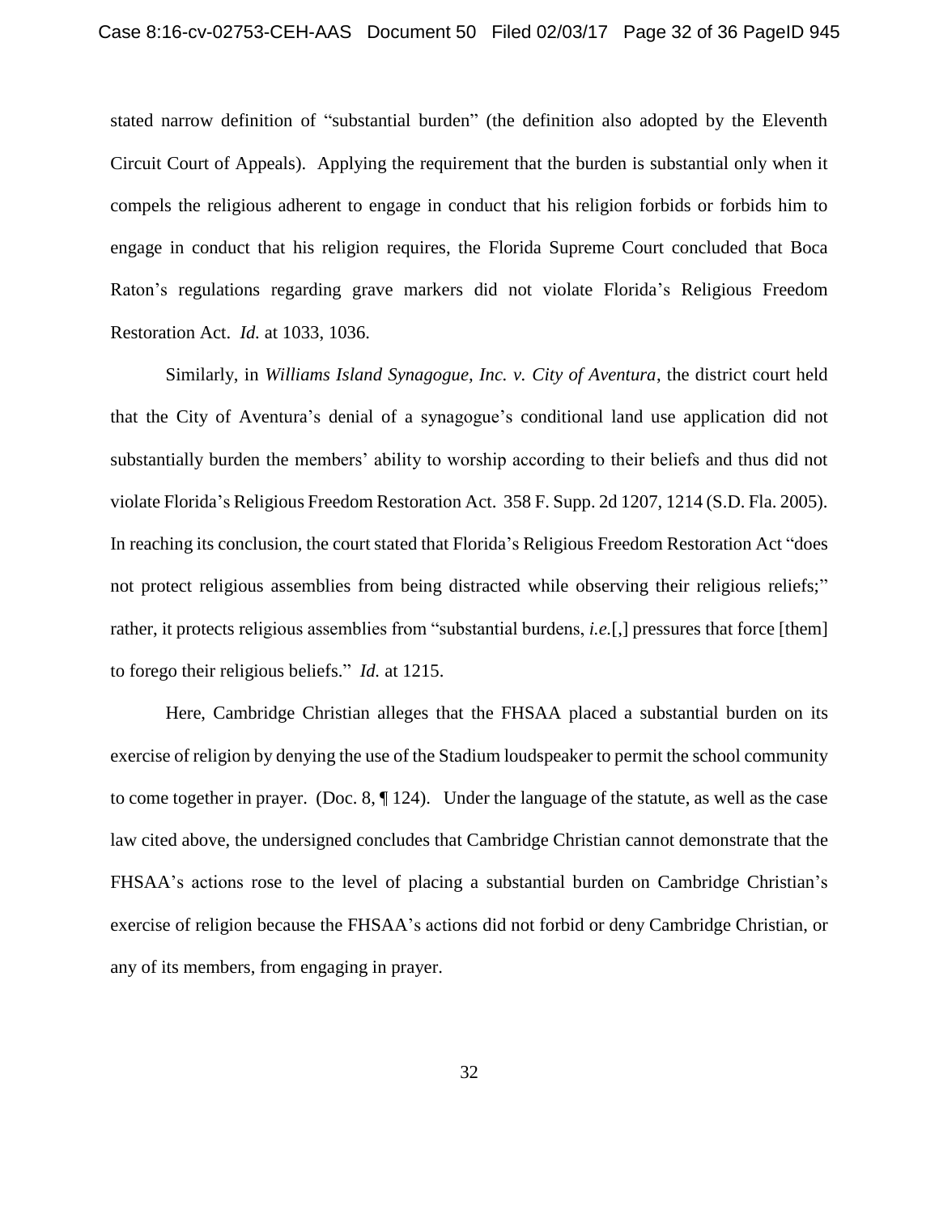stated narrow definition of "substantial burden" (the definition also adopted by the Eleventh Circuit Court of Appeals). Applying the requirement that the burden is substantial only when it compels the religious adherent to engage in conduct that his religion forbids or forbids him to engage in conduct that his religion requires, the Florida Supreme Court concluded that Boca Raton's regulations regarding grave markers did not violate Florida's Religious Freedom Restoration Act. *Id.* at 1033, 1036.

Similarly, in *Williams Island Synagogue, Inc. v. City of Aventura*, the district court held that the City of Aventura's denial of a synagogue's conditional land use application did not substantially burden the members' ability to worship according to their beliefs and thus did not violate Florida's Religious Freedom Restoration Act. 358 F. Supp. 2d 1207, 1214 (S.D. Fla. 2005). In reaching its conclusion, the court stated that Florida's Religious Freedom Restoration Act "does not protect religious assemblies from being distracted while observing their religious reliefs;" rather, it protects religious assemblies from "substantial burdens, *i.e.*[,] pressures that force [them] to forego their religious beliefs." *Id.* at 1215.

Here, Cambridge Christian alleges that the FHSAA placed a substantial burden on its exercise of religion by denying the use of the Stadium loudspeaker to permit the school community to come together in prayer. (Doc. 8, ¶ 124). Under the language of the statute, as well as the case law cited above, the undersigned concludes that Cambridge Christian cannot demonstrate that the FHSAA's actions rose to the level of placing a substantial burden on Cambridge Christian's exercise of religion because the FHSAA's actions did not forbid or deny Cambridge Christian, or any of its members, from engaging in prayer.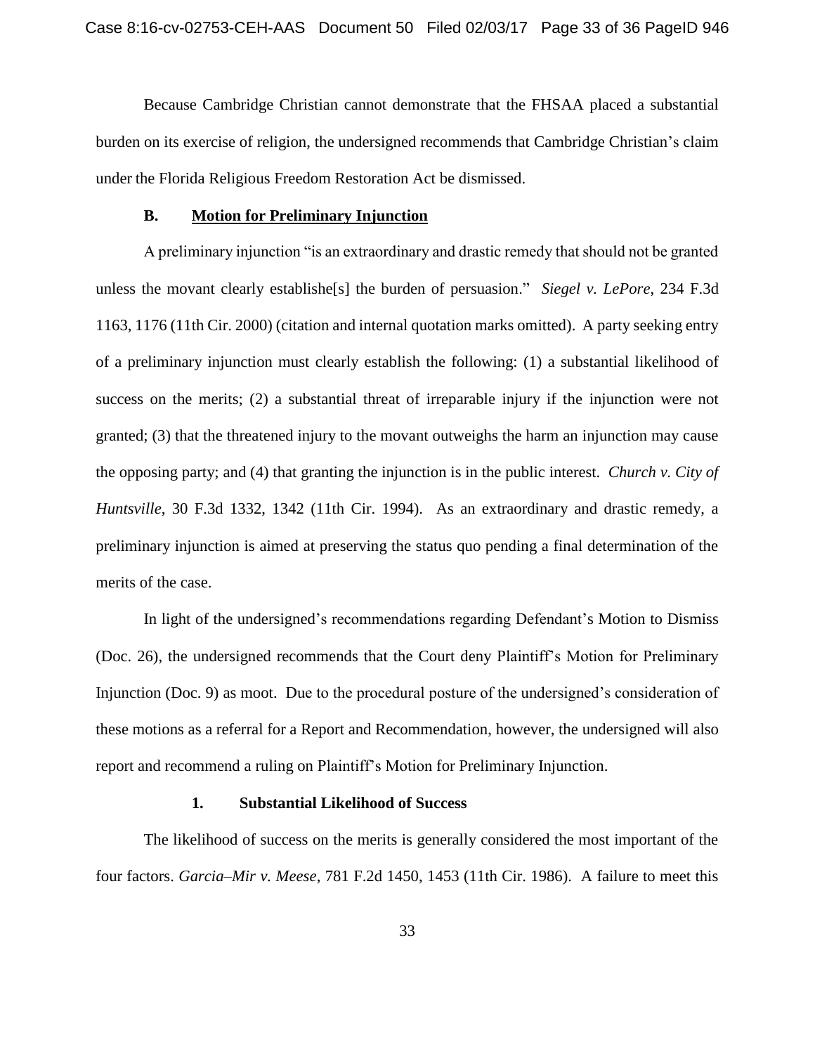Because Cambridge Christian cannot demonstrate that the FHSAA placed a substantial burden on its exercise of religion, the undersigned recommends that Cambridge Christian's claim under the Florida Religious Freedom Restoration Act be dismissed.

### B. <u>Motion for Preliminary Injunction</u>

A preliminary injunction "is an extraordinary and drastic remedy that should not be granted unless the movant clearly establishe[s] the burden of persuasion." *Siegel v. LePore*, 234 F.3d 1163, 1176 (11th Cir. 2000) (citation and internal quotation marks omitted). A party seeking entry of a preliminary injunction must clearly establish the following: (1) a substantial likelihood of success on the merits; (2) a substantial threat of irreparable injury if the injunction were not granted; (3) that the threatened injury to the movant outweighs the harm an injunction may cause the opposing party; and (4) that granting the injunction is in the public interest. *Church v. City of Huntsville*, 30 F.3d 1332, 1342 (11th Cir. 1994). As an extraordinary and drastic remedy, a preliminary injunction is aimed at preserving the status quo pending a final determination of the merits of the case.

In light of the undersigned's recommendations regarding Defendant's Motion to Dismiss (Doc. 26), the undersigned recommends that the Court deny Plaintiff's Motion for Preliminary Injunction (Doc. 9) as moot. Due to the procedural posture of the undersigned's consideration of these motions as a referral for a Report and Recommendation, however, the undersigned will also report and recommend a ruling on Plaintiff's Motion for Preliminary Injunction.

#### 1. Substantial Likelihood of Success

The likelihood of success on the merits is generally considered the most important of the four factors. *Garcia–Mir v. Meese*, 781 F.2d 1450, 1453 (11th Cir. 1986). A failure to meet this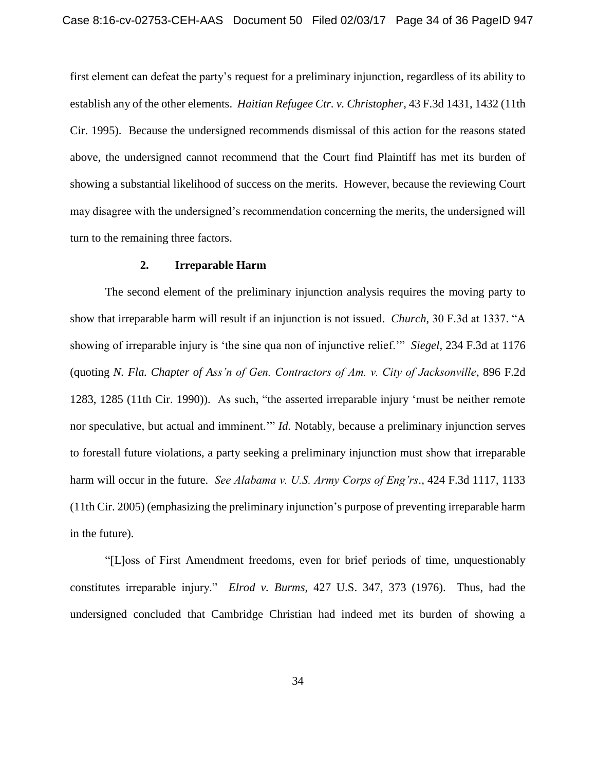first element can defeat the party's request for a preliminary injunction, regardless of its ability to establish any of the other elements. *Haitian Refugee Ctr. v. Christopher*, 43 F.3d 1431, 1432 (11th Cir. 1995). Because the undersigned recommends dismissal of this action for the reasons stated above, the undersigned cannot recommend that the Court find Plaintiff has met its burden of showing a substantial likelihood of success on the merits. However, because the reviewing Court may disagree with the undersigned's recommendation concerning the merits, the undersigned will turn to the remaining three factors.

### 2. Irreparable Harm

The second element of the preliminary injunction analysis requires the moving party to show that irreparable harm will result if an injunction is not issued. *Church*, 30 F.3d at 1337. "A showing of irreparable injury is 'the sine qua non of injunctive relief.'" *Siegel*, 234 F.3d at 1176 (quoting *N. Fla. Chapter of Ass'n of Gen. Contractors of Am. v. City of Jacksonville*, 896 F.2d 1283, 1285 (11th Cir. 1990)). As such, "the asserted irreparable injury 'must be neither remote nor speculative, but actual and imminent.'" *Id.* Notably, because a preliminary injunction serves to forestall future violations, a party seeking a preliminary injunction must show that irreparable harm will occur in the future. *See Alabama v. U.S. Army Corps of Eng'rs*., 424 F.3d 1117, 1133 (11th Cir. 2005) (emphasizing the preliminary injunction's purpose of preventing irreparable harm in the future).

"[L]oss of First Amendment freedoms, even for brief periods of time, unquestionably constitutes irreparable injury." *Elrod v. Burms*, 427 U.S. 347, 373 (1976). Thus, had the undersigned concluded that Cambridge Christian had indeed met its burden of showing a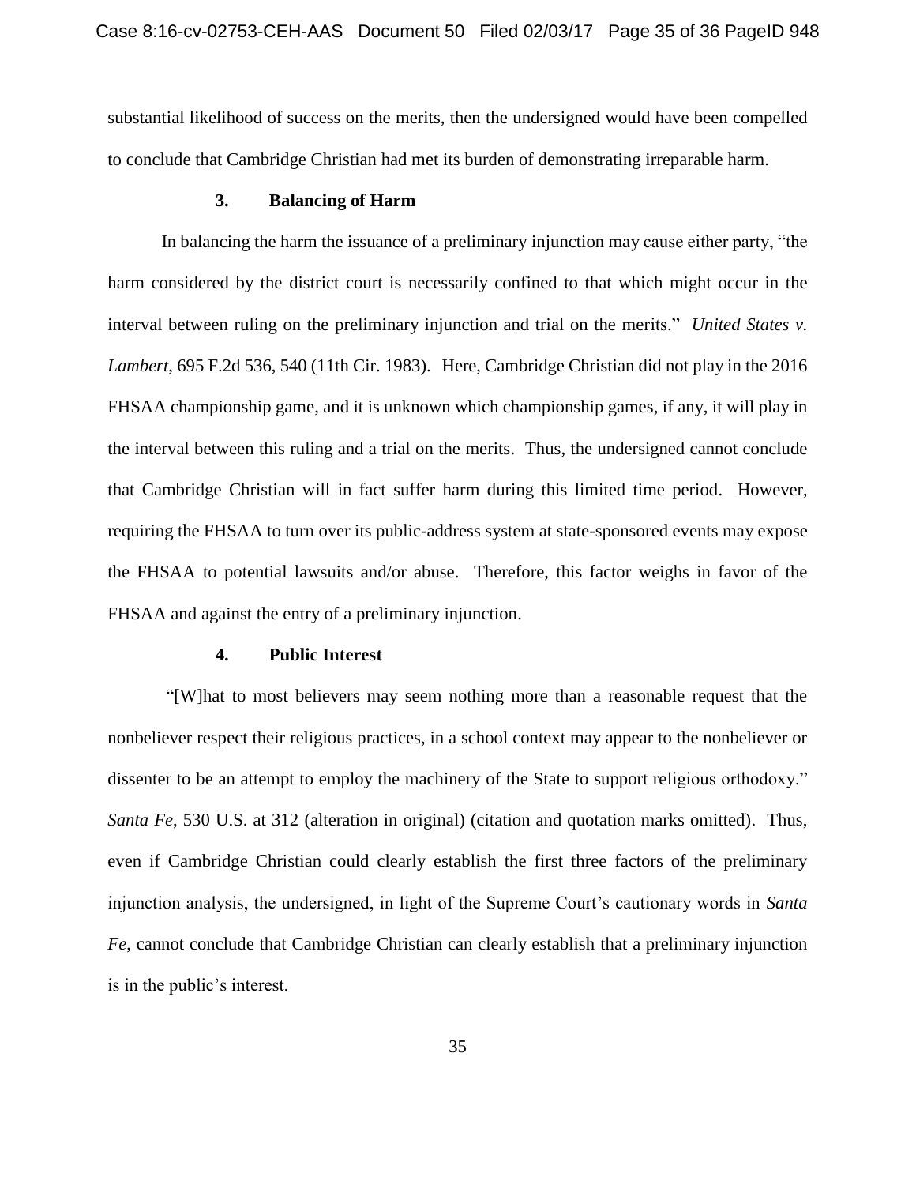substantial likelihood of success on the merits, then the undersigned would have been compelled to conclude that Cambridge Christian had met its burden of demonstrating irreparable harm.

### 3. Balancing of Harm

In balancing the harm the issuance of a preliminary injunction may cause either party, "the harm considered by the district court is necessarily confined to that which might occur in the interval between ruling on the preliminary injunction and trial on the merits." *United States v. Lambert*, 695 F.2d 536, 540 (11th Cir. 1983). Here, Cambridge Christian did not play in the 2016 FHSAA championship game, and it is unknown which championship games, if any, it will play in the interval between this ruling and a trial on the merits. Thus, the undersigned cannot conclude that Cambridge Christian will in fact suffer harm during this limited time period. However, requiring the FHSAA to turn over its public-address system at state-sponsored events may expose the FHSAA to potential lawsuits and/or abuse. Therefore, this factor weighs in favor of the FHSAA and against the entry of a preliminary injunction.

### 4. Public Interest

"[W]hat to most believers may seem nothing more than a reasonable request that the nonbeliever respect their religious practices, in a school context may appear to the nonbeliever or dissenter to be an attempt to employ the machinery of the State to support religious orthodoxy." *Santa Fe*, 530 U.S. at 312 (alteration in original) (citation and quotation marks omitted). Thus, even if Cambridge Christian could clearly establish the first three factors of the preliminary injunction analysis, the undersigned, in light of the Supreme Court's cautionary words in *Santa Fe*, cannot conclude that Cambridge Christian can clearly establish that a preliminary injunction is in the public's interest.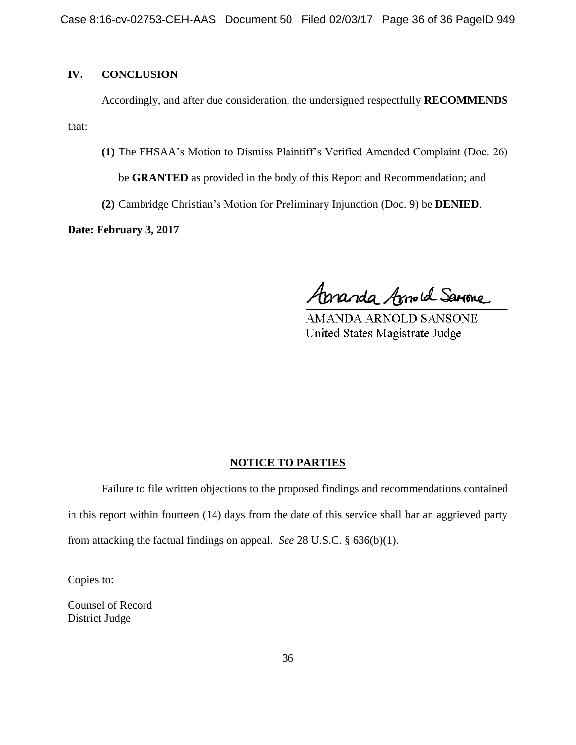## IV. CONCLUSION

Accordingly, and after due consideration, the undersigned respectfully **RECOMMENDS** that:

**(1)** The FHSAA's Motion to Dismiss Plaintiff's Verified Amended Complaint (Doc. 26) be **GRANTED** as provided in the body of this Report and Recommendation; and

**(2)** Cambridge Christian's Motion for Preliminary Injunction (Doc. 9) be **DENIED**.

**Date: February 3, 2017**

Amanda Arnold Sansone

AMANDA ARNOLD SANSONE
United States Magistrate Judge

**NOTICE TO PARTIES**

Failure to file written objections to the proposed findings and recommendations contained in this report within fourteen (14) days from the date of this service shall bar an aggrieved party from attacking the factual findings on appeal. *See* 28 U.S.C. § 636(b)(1).

Copies to:

Counsel of Record
District Judge